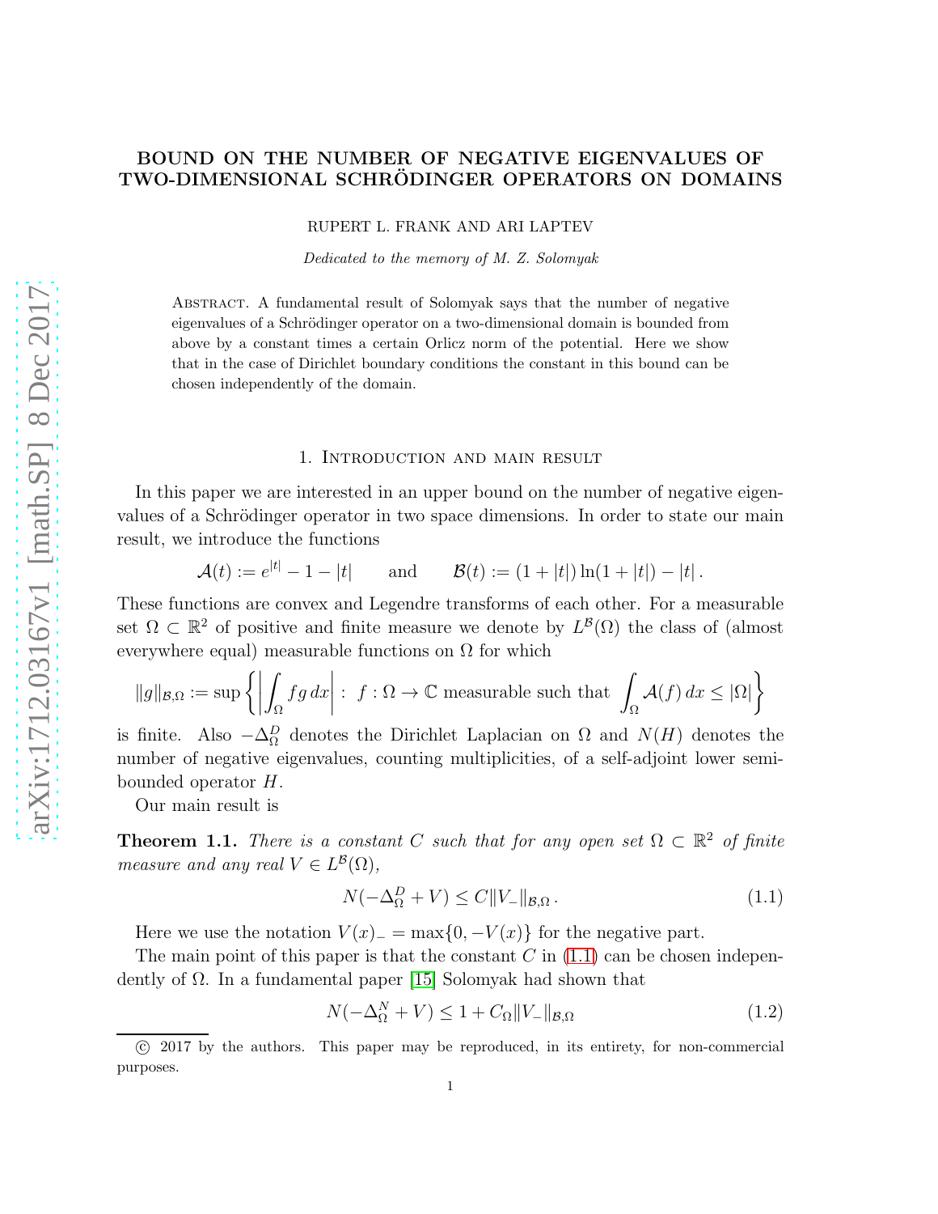# BOUND ON THE NUMBER OF NEGATIVE EIGENVALUES OF TWO-DIMENSIONAL SCHRÖDINGER OPERATORS ON DOMAINS

RUPERT L. FRANK AND ARI LAPTEV

*Dedicated to the memory of M. Z. Solomyak*

Abstract. A fundamental result of Solomyak says that the number of negative eigenvalues of a Schrödinger operator on a two-dimensional domain is bounded from above by a constant times a certain Orlicz norm of the potential. Here we show that in the case of Dirichlet boundary conditions the constant in this bound can be chosen independently of the domain.

## 1. Introduction and main result

In this paper we are interested in an upper bound on the number of negative eigenvalues of a Schrödinger operator in two space dimensions. In order to state our main result, we introduce the functions

$$\mathcal{A}(t) := e^{|t|} - 1 - |t| \qquad \text{and} \qquad \mathcal{B}(t) := (1+|t|)\ln(1+|t|) - |t| \,.$$

These functions are convex and Legendre transforms of each other. For a measurable set $\Omega \subset \mathbb{R}^2$ of positive and finite measure we denote by $L^{\mathcal{B}}(\Omega)$ the class of (almost everywhere equal) measurable functions on $\Omega$ for which

$$\|g\|_{\mathcal{B},\Omega} := \sup \left\{ \left| \int_\Omega f g \, dx \right| : \ f : \Omega \to \mathbb{C} \text{ measurable such that } \int_\Omega \mathcal{A}(f)\, dx \leq |\Omega| \right\}$$

is finite. Also $-\Delta_\Omega^D$ denotes the Dirichlet Laplacian on $\Omega$ and $N(H)$ denotes the number of negative eigenvalues, counting multiplicities, of a self-adjoint lower semi-bounded operator $H$.

Our main result is

**Theorem 1.1.** *There is a constant $C$ such that for any open set $\Omega \subset \mathbb{R}^2$ of finite measure and any real $V \in L^{\mathcal{B}}(\Omega)$,*

$$N(-\Delta_\Omega^D + V) \leq C \|V_-\|_{\mathcal{B},\Omega} \,. \tag{1.1}$$

Here we use the notation $V(x)_- = \max\{0, -V(x)\}$ for the negative part.

The main point of this paper is that the constant $C$ in (1.1) can be chosen independently of $\Omega$. In a fundamental paper [15] Solomyak had shown that

$$N(-\Delta_\Omega^N + V) \leq 1 + C_\Omega \|V_-\|_{\mathcal{B},\Omega} \tag{1.2}$$

© 2017 by the authors. This paper may be reproduced, in its entirety, for non-commercial purposes.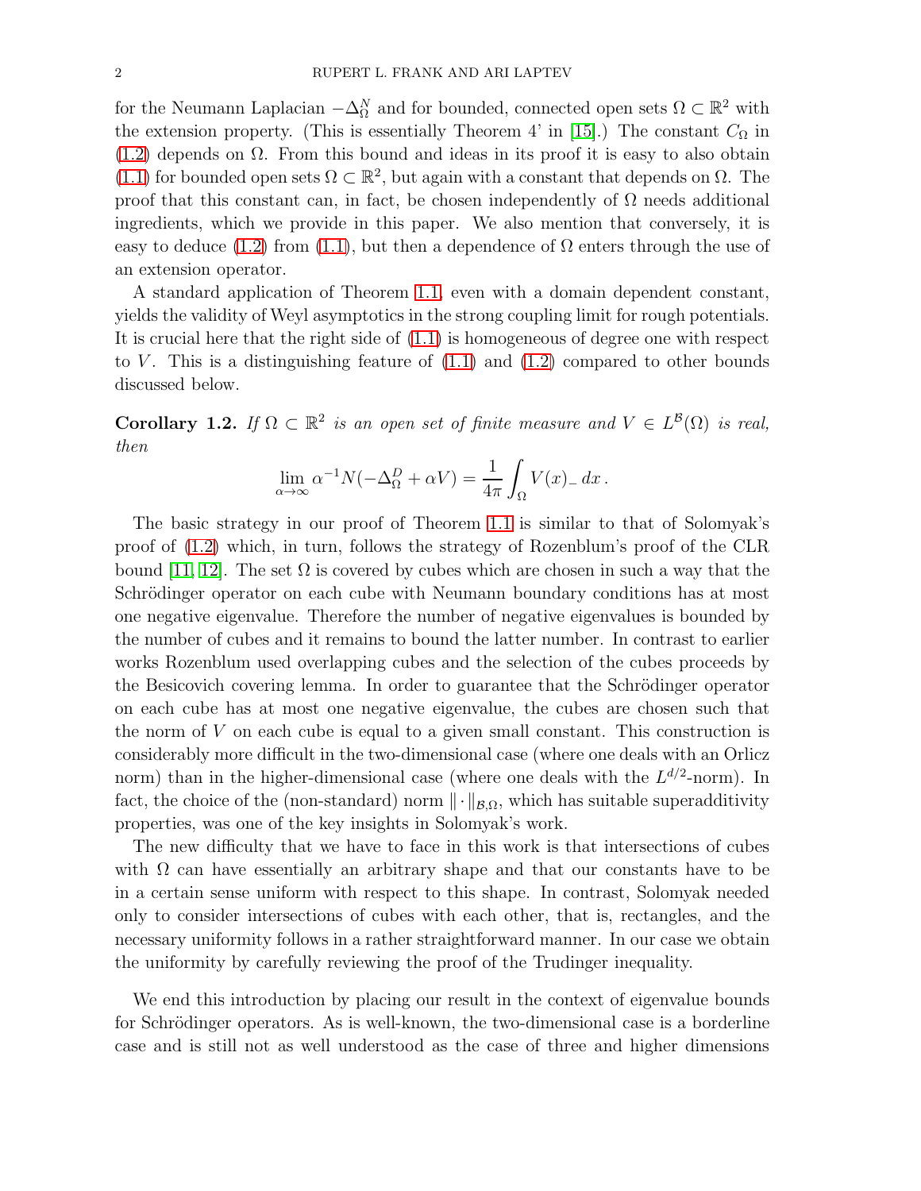for the Neumann Laplacian $-\Delta_\Omega^N$ and for bounded, connected open sets $\Omega \subset \mathbb{R}^2$ with the extension property. (This is essentially Theorem 4' in [15].) The constant $C_\Omega$ in (1.2) depends on $\Omega$. From this bound and ideas in its proof it is easy to also obtain (1.1) for bounded open sets $\Omega \subset \mathbb{R}^2$, but again with a constant that depends on $\Omega$. The proof that this constant can, in fact, be chosen independently of $\Omega$ needs additional ingredients, which we provide in this paper. We also mention that conversely, it is easy to deduce (1.2) from (1.1), but then a dependence of $\Omega$ enters through the use of an extension operator.

A standard application of Theorem 1.1, even with a domain dependent constant, yields the validity of Weyl asymptotics in the strong coupling limit for rough potentials. It is crucial here that the right side of (1.1) is homogeneous of degree one with respect to $V$. This is a distinguishing feature of (1.1) and (1.2) compared to other bounds discussed below.

**Corollary 1.2.** *If $\Omega \subset \mathbb{R}^2$ is an open set of finite measure and $V \in L^{\mathcal{B}}(\Omega)$ is real, then*

$$\lim_{\alpha\to\infty} \alpha^{-1} N(-\Delta_\Omega^D + \alpha V) = \frac{1}{4\pi}\int_\Omega V(x)_-\, dx\,.$$

The basic strategy in our proof of Theorem 1.1 is similar to that of Solomyak's proof of (1.2) which, in turn, follows the strategy of Rozenblum's proof of the CLR bound [11, 12]. The set $\Omega$ is covered by cubes which are chosen in such a way that the Schrödinger operator on each cube with Neumann boundary conditions has at most one negative eigenvalue. Therefore the number of negative eigenvalues is bounded by the number of cubes and it remains to bound the latter number. In contrast to earlier works Rozenblum used overlapping cubes and the selection of the cubes proceeds by the Besicovich covering lemma. In order to guarantee that the Schrödinger operator on each cube has at most one negative eigenvalue, the cubes are chosen such that the norm of $V$ on each cube is equal to a given small constant. This construction is considerably more difficult in the two-dimensional case (where one deals with an Orlicz norm) than in the higher-dimensional case (where one deals with the $L^{d/2}$-norm). In fact, the choice of the (non-standard) norm $\|\cdot\|_{\mathcal{B},\Omega}$, which has suitable superadditivity properties, was one of the key insights in Solomyak's work.

The new difficulty that we have to face in this work is that intersections of cubes with $\Omega$ can have essentially an arbitrary shape and that our constants have to be in a certain sense uniform with respect to this shape. In contrast, Solomyak needed only to consider intersections of cubes with each other, that is, rectangles, and the necessary uniformity follows in a rather straightforward manner. In our case we obtain the uniformity by carefully reviewing the proof of the Trudinger inequality.

We end this introduction by placing our result in the context of eigenvalue bounds for Schrödinger operators. As is well-known, the two-dimensional case is a borderline case and is still not as well understood as the case of three and higher dimensions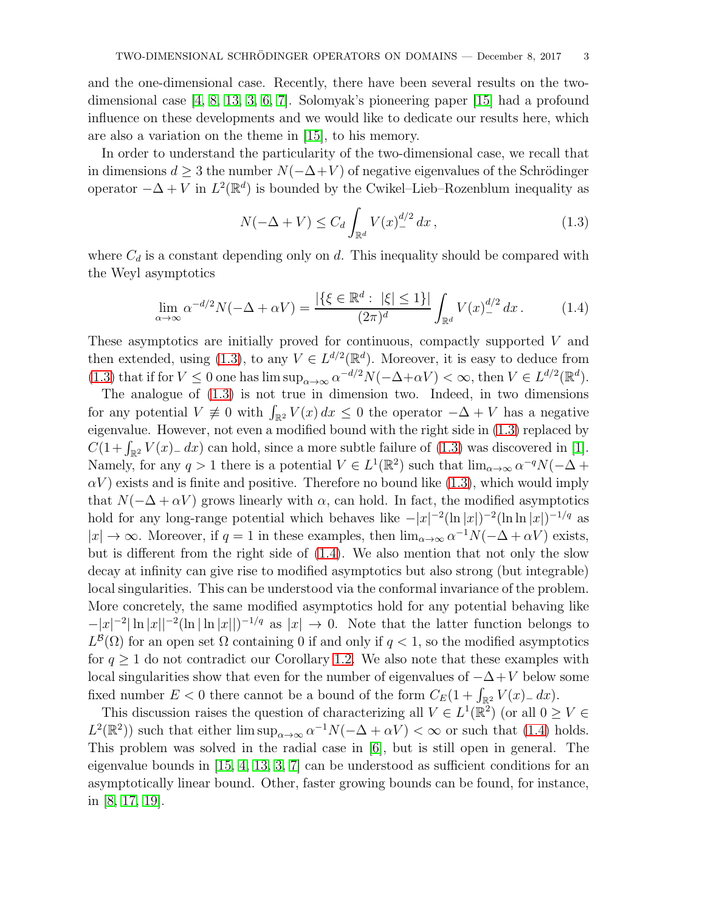and the one-dimensional case. Recently, there have been several results on the two-dimensional case [4, 8, 13, 3, 6, 7]. Solomyak's pioneering paper [15] had a profound influence on these developments and we would like to dedicate our results here, which are also a variation on the theme in [15], to his memory.

In order to understand the particularity of the two-dimensional case, we recall that in dimensions $d \geq 3$ the number $N(-\Delta+V)$ of negative eigenvalues of the Schrödinger operator $-\Delta + V$ in $L^2(\mathbb{R}^d)$ is bounded by the Cwikel–Lieb–Rozenblum inequality as

$$N(-\Delta + V) \leq C_d \int_{\mathbb{R}^d} V(x)_-^{d/2}\, dx\,, \tag{1.3}$$

where $C_d$ is a constant depending only on $d$. This inequality should be compared with the Weyl asymptotics

$$\lim_{\alpha\to\infty} \alpha^{-d/2} N(-\Delta + \alpha V) = \frac{|\{\xi \in \mathbb{R}^d :\ |\xi| \leq 1\}|}{(2\pi)^d} \int_{\mathbb{R}^d} V(x)_-^{d/2}\, dx\,. \tag{1.4}$$

These asymptotics are initially proved for continuous, compactly supported $V$ and then extended, using (1.3), to any $V \in L^{d/2}(\mathbb{R}^d)$. Moreover, it is easy to deduce from (1.3) that if for $V \leq 0$ one has $\limsup_{\alpha\to\infty} \alpha^{-d/2} N(-\Delta+\alpha V) < \infty$, then $V \in L^{d/2}(\mathbb{R}^d)$.

The analogue of (1.3) is not true in dimension two. Indeed, in two dimensions for any potential $V \not\equiv 0$ with $\int_{\mathbb{R}^2} V(x)\, dx \leq 0$ the operator $-\Delta + V$ has a negative eigenvalue. However, not even a modified bound with the right side in (1.3) replaced by $C(1+\int_{\mathbb{R}^2} V(x)_-\, dx)$ can hold, since a more subtle failure of (1.3) was discovered in [1]. Namely, for any $q > 1$ there is a potential $V \in L^1(\mathbb{R}^2)$ such that $\lim_{\alpha\to\infty} \alpha^{-q} N(-\Delta + \alpha V)$ exists and is finite and positive. Therefore no bound like (1.3), which would imply that $N(-\Delta + \alpha V)$ grows linearly with $\alpha$, can hold. In fact, the modified asymptotics hold for any long-range potential which behaves like $-|x|^{-2}(\ln|x|)^{-2}(\ln\ln|x|)^{-1/q}$ as $|x| \to \infty$. Moreover, if $q = 1$ in these examples, then $\lim_{\alpha\to\infty} \alpha^{-1} N(-\Delta + \alpha V)$ exists, but is different from the right side of (1.4). We also mention that not only the slow decay at infinity can give rise to modified asymptotics but also strong (but integrable) local singularities. This can be understood via the conformal invariance of the problem. More concretely, the same modified asymptotics hold for any potential behaving like $-|x|^{-2}|\ln|x||^{-2}(\ln|\ln|x||)^{-1/q}$ as $|x| \to 0$. Note that the latter function belongs to $L^{\mathcal{B}}(\Omega)$ for an open set $\Omega$ containing 0 if and only if $q < 1$, so the modified asymptotics for $q \geq 1$ do not contradict our Corollary 1.2. We also note that these examples with local singularities show that even for the number of eigenvalues of $-\Delta + V$ below some fixed number $E < 0$ there cannot be a bound of the form $C_E(1 + \int_{\mathbb{R}^2} V(x)_-\, dx)$.

This discussion raises the question of characterizing all $V \in L^1(\mathbb{R}^2)$ (or all $0 \geq V \in L^2(\mathbb{R}^2)$) such that either $\limsup_{\alpha\to\infty} \alpha^{-1} N(-\Delta + \alpha V) < \infty$ or such that (1.4) holds. This problem was solved in the radial case in [6], but is still open in general. The eigenvalue bounds in [15, 4, 13, 3, 7] can be understood as sufficient conditions for an asymptotically linear bound. Other, faster growing bounds can be found, for instance, in [8, 17, 19].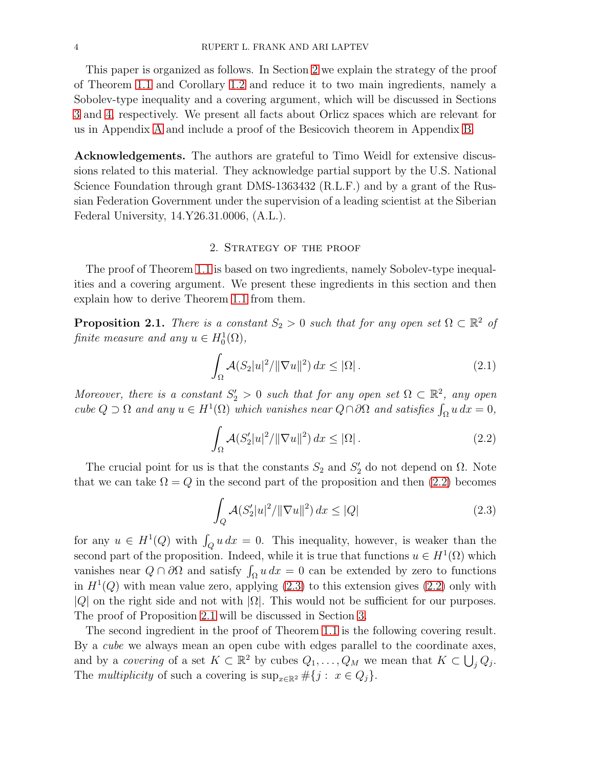This paper is organized as follows. In Section 2 we explain the strategy of the proof of Theorem 1.1 and Corollary 1.2 and reduce it to two main ingredients, namely a Sobolev-type inequality and a covering argument, which will be discussed in Sections 3 and 4, respectively. We present all facts about Orlicz spaces which are relevant for us in Appendix A and include a proof of the Besicovich theorem in Appendix B.

**Acknowledgements.** The authors are grateful to Timo Weidl for extensive discussions related to this material. They acknowledge partial support by the U.S. National Science Foundation through grant DMS-1363432 (R.L.F.) and by a grant of the Russian Federation Government under the supervision of a leading scientist at the Siberian Federal University, 14.Y26.31.0006, (A.L.).

## 2. Strategy of the proof

The proof of Theorem 1.1 is based on two ingredients, namely Sobolev-type inequalities and a covering argument. We present these ingredients in this section and then explain how to derive Theorem 1.1 from them.

**Proposition 2.1.** *There is a constant $S_2 > 0$ such that for any open set $\Omega \subset \mathbb{R}^2$ of finite measure and any $u \in H^1_0(\Omega)$,*

$$\int_\Omega \mathcal{A}(S_2|u|^2/\|\nabla u\|^2)\,dx \leq |\Omega|\,. \tag{2.1}$$

*Moreover, there is a constant $S_2' > 0$ such that for any open set $\Omega \subset \mathbb{R}^2$, any open cube $Q \supset \Omega$ and any $u \in H^1(\Omega)$ which vanishes near $Q \cap \partial\Omega$ and satisfies $\int_\Omega u\,dx = 0$,*

$$\int_\Omega \mathcal{A}(S_2'|u|^2/\|\nabla u\|^2)\,dx \leq |\Omega|\,. \tag{2.2}$$

The crucial point for us is that the constants $S_2$ and $S_2'$ do not depend on $\Omega$. Note that we can take $\Omega = Q$ in the second part of the proposition and then (2.2) becomes

$$\int_Q \mathcal{A}(S_2'|u|^2/\|\nabla u\|^2)\,dx \leq |Q| \tag{2.3}$$

for any $u \in H^1(Q)$ with $\int_Q u\,dx = 0$. This inequality, however, is weaker than the second part of the proposition. Indeed, while it is true that functions $u \in H^1(\Omega)$ which vanishes near $Q \cap \partial\Omega$ and satisfy $\int_\Omega u\,dx = 0$ can be extended by zero to functions in $H^1(Q)$ with mean value zero, applying (2.3) to this extension gives (2.2) only with $|Q|$ on the right side and not with $|\Omega|$. This would not be sufficient for our purposes. The proof of Proposition 2.1 will be discussed in Section 3.

The second ingredient in the proof of Theorem 1.1 is the following covering result. By a *cube* we always mean an open cube with edges parallel to the coordinate axes, and by a *covering* of a set $K \subset \mathbb{R}^2$ by cubes $Q_1, \ldots, Q_M$ we mean that $K \subset \bigcup_j Q_j$. The *multiplicity* of such a covering is $\sup_{x\in\mathbb{R}^2} \#\{j :\ x \in Q_j\}$.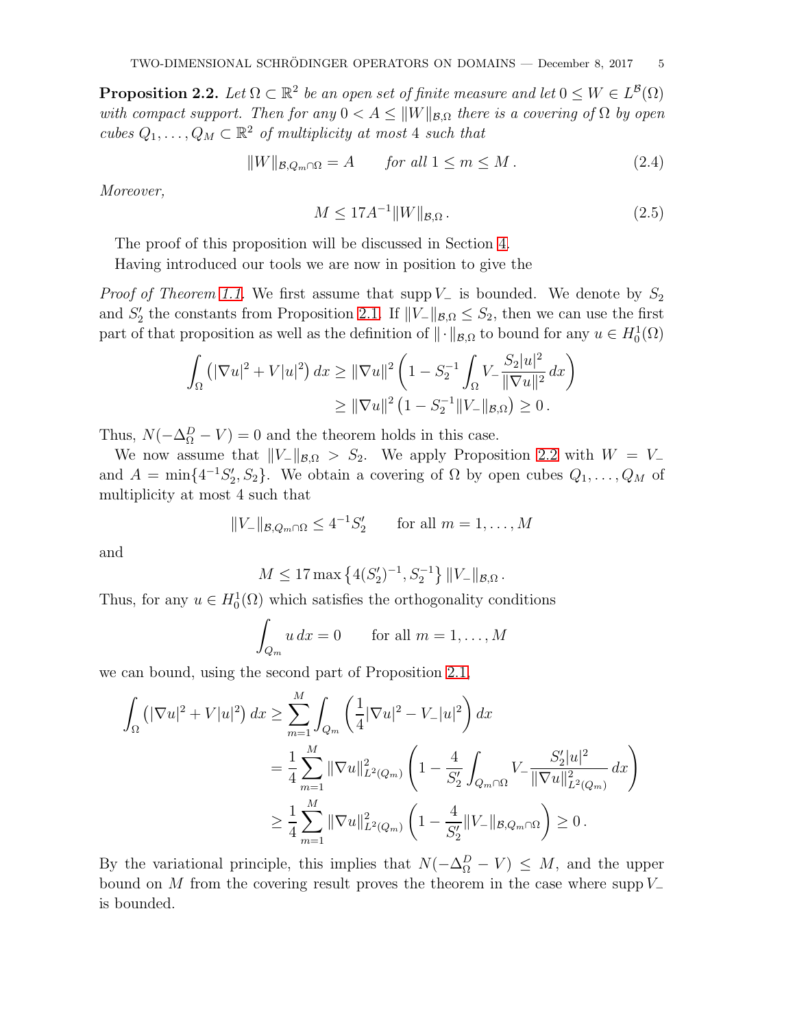**Proposition 2.2.** *Let $\Omega \subset \mathbb{R}^2$ be an open set of finite measure and let $0 \leq W \in L^{\mathcal{B}}(\Omega)$ with compact support. Then for any $0 < A \leq \|W\|_{\mathcal{B},\Omega}$ there is a covering of $\Omega$ by open cubes $Q_1, \ldots, Q_M \subset \mathbb{R}^2$ of multiplicity at most 4 such that*

$$\|W\|_{\mathcal{B},Q_m\cap\Omega} = A \qquad \text{for all } 1 \leq m \leq M\,. \tag{2.4}$$

*Moreover,*

$$M \leq 17 A^{-1} \|W\|_{\mathcal{B},\Omega}\,. \tag{2.5}$$

The proof of this proposition will be discussed in Section 4.

Having introduced our tools we are now in position to give the

*Proof of Theorem 1.1.* We first assume that $\operatorname{supp} V_-$ is bounded. We denote by $S_2$ and $S_2'$ the constants from Proposition 2.1. If $\|V_-\|_{\mathcal{B},\Omega} \leq S_2$, then we can use the first part of that proposition as well as the definition of $\|\cdot\|_{\mathcal{B},\Omega}$ to bound for any $u \in H_0^1(\Omega)$

$$\begin{aligned}
\int_\Omega \left(|\nabla u|^2 + V|u|^2\right) dx &\geq \|\nabla u\|^2 \left(1 - S_2^{-1} \int_\Omega V_- \frac{S_2|u|^2}{\|\nabla u\|^2}\, dx\right) \\
&\geq \|\nabla u\|^2 \left(1 - S_2^{-1}\|V_-\|_{\mathcal{B},\Omega}\right) \geq 0\,.
\end{aligned}$$

Thus, $N(-\Delta_\Omega^D - V) = 0$ and the theorem holds in this case.

We now assume that $\|V_-\|_{\mathcal{B},\Omega} > S_2$. We apply Proposition 2.2 with $W = V_-$ and $A = \min\{4^{-1}S_2', S_2\}$. We obtain a covering of $\Omega$ by open cubes $Q_1, \ldots, Q_M$ of multiplicity at most 4 such that

$$\|V_-\|_{\mathcal{B},Q_m\cap\Omega} \leq 4^{-1}S_2' \qquad \text{for all } m = 1, \ldots, M$$

and

$$M \leq 17 \max\left\{4(S_2')^{-1}, S_2^{-1}\right\} \|V_-\|_{\mathcal{B},\Omega}\,.$$

Thus, for any $u \in H_0^1(\Omega)$ which satisfies the orthogonality conditions

$$\int_{Q_m} u\, dx = 0 \qquad \text{for all } m = 1, \ldots, M$$

we can bound, using the second part of Proposition 2.1,

$$\begin{aligned}
\int_\Omega \left(|\nabla u|^2 + V|u|^2\right) dx &\geq \sum_{m=1}^M \int_{Q_m} \left(\frac{1}{4}|\nabla u|^2 - V_-|u|^2\right) dx \\
&= \frac{1}{4}\sum_{m=1}^M \|\nabla u\|^2_{L^2(Q_m)} \left(1 - \frac{4}{S_2'} \int_{Q_m\cap\Omega} V_- \frac{S_2'|u|^2}{\|\nabla u\|^2_{L^2(Q_m)}}\, dx\right) \\
&\geq \frac{1}{4}\sum_{m=1}^M \|\nabla u\|^2_{L^2(Q_m)} \left(1 - \frac{4}{S_2'}\|V_-\|_{\mathcal{B},Q_m\cap\Omega}\right) \geq 0\,.
\end{aligned}$$

By the variational principle, this implies that $N(-\Delta_\Omega^D - V) \leq M$, and the upper bound on $M$ from the covering result proves the theorem in the case where $\operatorname{supp} V_-$ is bounded.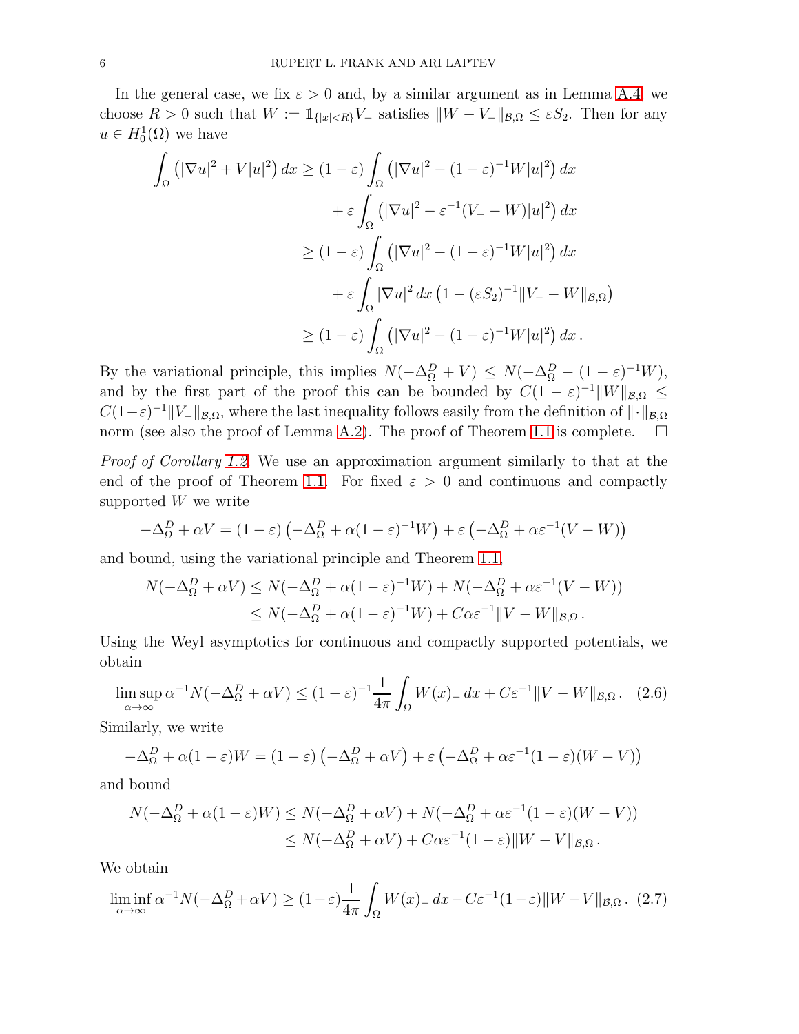In the general case, we fix $\varepsilon > 0$ and, by a similar argument as in Lemma A.4, we choose $R > 0$ such that $W := \mathbb{1}_{\{|x|<R\}} V_-$ satisfies $\|W - V_-\|_{\mathcal{B},\Omega} \leq \varepsilon S_2$. Then for any $u \in H^1_0(\Omega)$ we have

$$
\begin{aligned}
\int_\Omega \left( |\nabla u|^2 + V|u|^2 \right) dx &\geq (1-\varepsilon) \int_\Omega \left( |\nabla u|^2 - (1-\varepsilon)^{-1} W|u|^2 \right) dx \\
&\quad + \varepsilon \int_\Omega \left( |\nabla u|^2 - \varepsilon^{-1}(V_- - W)|u|^2 \right) dx \\
&\geq (1-\varepsilon) \int_\Omega \left( |\nabla u|^2 - (1-\varepsilon)^{-1} W|u|^2 \right) dx \\
&\quad + \varepsilon \int_\Omega |\nabla u|^2 \, dx \left( 1 - (\varepsilon S_2)^{-1} \|V_- - W\|_{\mathcal{B},\Omega} \right) \\
&\geq (1-\varepsilon) \int_\Omega \left( |\nabla u|^2 - (1-\varepsilon)^{-1} W|u|^2 \right) dx \, .
\end{aligned}
$$

By the variational principle, this implies $N(-\Delta^D_\Omega + V) \leq N(-\Delta^D_\Omega - (1-\varepsilon)^{-1}W)$, and by the first part of the proof this can be bounded by $C(1-\varepsilon)^{-1}\|W\|_{\mathcal{B},\Omega} \leq C(1-\varepsilon)^{-1}\|V_-\|_{\mathcal{B},\Omega}$, where the last inequality follows easily from the definition of $\|\cdot\|_{\mathcal{B},\Omega}$ norm (see also the proof of Lemma A.2). The proof of Theorem 1.1 is complete. $\square$

*Proof of Corollary 1.2.* We use an approximation argument similarly to that at the end of the proof of Theorem 1.1. For fixed $\varepsilon > 0$ and continuous and compactly supported $W$ we write

$$
-\Delta^D_\Omega + \alpha V = (1-\varepsilon)\left( -\Delta^D_\Omega + \alpha(1-\varepsilon)^{-1} W \right) + \varepsilon \left( -\Delta^D_\Omega + \alpha \varepsilon^{-1}(V - W) \right)
$$

and bound, using the variational principle and Theorem 1.1,

$$
\begin{aligned}
N(-\Delta^D_\Omega + \alpha V) &\leq N(-\Delta^D_\Omega + \alpha(1-\varepsilon)^{-1}W) + N(-\Delta^D_\Omega + \alpha\varepsilon^{-1}(V-W)) \\
&\leq N(-\Delta^D_\Omega + \alpha(1-\varepsilon)^{-1}W) + C\alpha\varepsilon^{-1}\|V - W\|_{\mathcal{B},\Omega} \, .
\end{aligned}
$$

Using the Weyl asymptotics for continuous and compactly supported potentials, we obtain

$$
\limsup_{\alpha\to\infty} \alpha^{-1} N(-\Delta^D_\Omega + \alpha V) \leq (1-\varepsilon)^{-1} \frac{1}{4\pi} \int_\Omega W(x)_- \, dx + C\varepsilon^{-1}\|V - W\|_{\mathcal{B},\Omega} \, . \quad (2.6)
$$

Similarly, we write

$$
-\Delta^D_\Omega + \alpha(1-\varepsilon)W = (1-\varepsilon)\left( -\Delta^D_\Omega + \alpha V \right) + \varepsilon \left( -\Delta^D_\Omega + \alpha\varepsilon^{-1}(1-\varepsilon)(W - V) \right)
$$

and bound

$$
\begin{aligned}
N(-\Delta^D_\Omega + \alpha(1-\varepsilon)W) &\leq N(-\Delta^D_\Omega + \alpha V) + N(-\Delta^D_\Omega + \alpha\varepsilon^{-1}(1-\varepsilon)(W-V)) \\
&\leq N(-\Delta^D_\Omega + \alpha V) + C\alpha\varepsilon^{-1}(1-\varepsilon)\|W - V\|_{\mathcal{B},\Omega} \, .
\end{aligned}
$$

We obtain

$$
\liminf_{\alpha\to\infty} \alpha^{-1} N(-\Delta^D_\Omega + \alpha V) \geq (1-\varepsilon) \frac{1}{4\pi} \int_\Omega W(x)_- \, dx - C\varepsilon^{-1}(1-\varepsilon)\|W - V\|_{\mathcal{B},\Omega} \, . \quad (2.7)
$$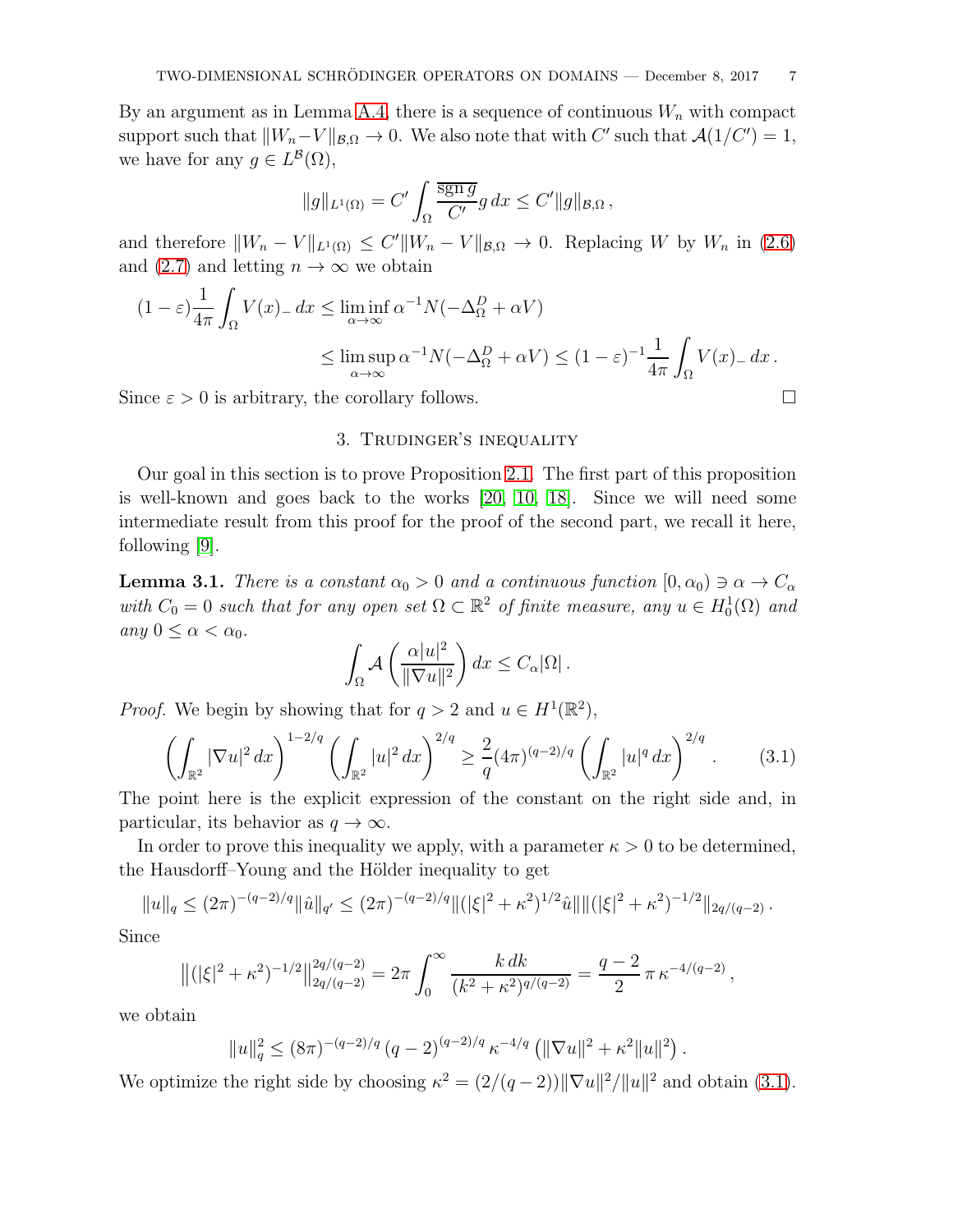By an argument as in Lemma A.4, there is a sequence of continuous $W_n$ with compact support such that $\|W_n - V\|_{\mathcal{B},\Omega} \to 0$. We also note that with $C'$ such that $\mathcal{A}(1/C') = 1$, we have for any $g \in L^{\mathcal{B}}(\Omega)$,

$$\|g\|_{L^1(\Omega)} = C' \int_\Omega \frac{\overline{\operatorname{sgn} g}}{C'} g \, dx \le C' \|g\|_{\mathcal{B},\Omega} ,$$

and therefore $\|W_n - V\|_{L^1(\Omega)} \le C' \|W_n - V\|_{\mathcal{B},\Omega} \to 0$. Replacing $W$ by $W_n$ in (2.6) and (2.7) and letting $n \to \infty$ we obtain

$$\begin{aligned}(1-\varepsilon)\frac{1}{4\pi}\int_\Omega V(x)_- \, dx &\le \liminf_{\alpha\to\infty} \alpha^{-1} N(-\Delta_\Omega^D + \alpha V) \\ &\le \limsup_{\alpha\to\infty} \alpha^{-1} N(-\Delta_\Omega^D + \alpha V) \le (1-\varepsilon)^{-1}\frac{1}{4\pi}\int_\Omega V(x)_- \, dx .\end{aligned}$$

Since $\varepsilon > 0$ is arbitrary, the corollary follows. $\square$

## 3. Trudinger's inequality

Our goal in this section is to prove Proposition 2.1. The first part of this proposition is well-known and goes back to the works [20, 10, 18]. Since we will need some intermediate result from this proof for the proof of the second part, we recall it here, following [9].

**Lemma 3.1.** *There is a constant $\alpha_0 > 0$ and a continuous function $[0, \alpha_0) \ni \alpha \to C_\alpha$ with $C_0 = 0$ such that for any open set $\Omega \subset \mathbb{R}^2$ of finite measure, any $u \in H_0^1(\Omega)$ and any $0 \le \alpha < \alpha_0$.*

$$\int_\Omega \mathcal{A}\left(\frac{\alpha |u|^2}{\|\nabla u\|^2}\right) dx \le C_\alpha |\Omega| .$$

*Proof.* We begin by showing that for $q > 2$ and $u \in H^1(\mathbb{R}^2)$,

$$\left(\int_{\mathbb{R}^2} |\nabla u|^2 \, dx\right)^{1-2/q} \left(\int_{\mathbb{R}^2} |u|^2 \, dx\right)^{2/q} \ge \frac{2}{q}(4\pi)^{(q-2)/q} \left(\int_{\mathbb{R}^2} |u|^q \, dx\right)^{2/q} . \tag{3.1}$$

The point here is the explicit expression of the constant on the right side and, in particular, its behavior as $q \to \infty$.

In order to prove this inequality we apply, with a parameter $\kappa > 0$ to be determined, the Hausdorff–Young and the Hölder inequality to get

$$\|u\|_q \le (2\pi)^{-(q-2)/q} \|\hat{u}\|_{q'} \le (2\pi)^{-(q-2)/q} \|(|\xi|^2 + \kappa^2)^{1/2} \hat{u}\| \|(|\xi|^2 + \kappa^2)^{-1/2}\|_{2q/(q-2)} .$$

Since

$$\left\|(|\xi|^2 + \kappa^2)^{-1/2}\right\|_{2q/(q-2)}^{2q/(q-2)} = 2\pi \int_0^\infty \frac{k \, dk}{(k^2 + \kappa^2)^{q/(q-2)}} = \frac{q-2}{2} \, \pi \, \kappa^{-4/(q-2)} ,$$

we obtain

$$\|u\|_q^2 \le (8\pi)^{-(q-2)/q} \, (q-2)^{(q-2)/q} \, \kappa^{-4/q} \left(\|\nabla u\|^2 + \kappa^2 \|u\|^2\right) .$$

We optimize the right side by choosing $\kappa^2 = (2/(q-2))\|\nabla u\|^2/\|u\|^2$ and obtain (3.1).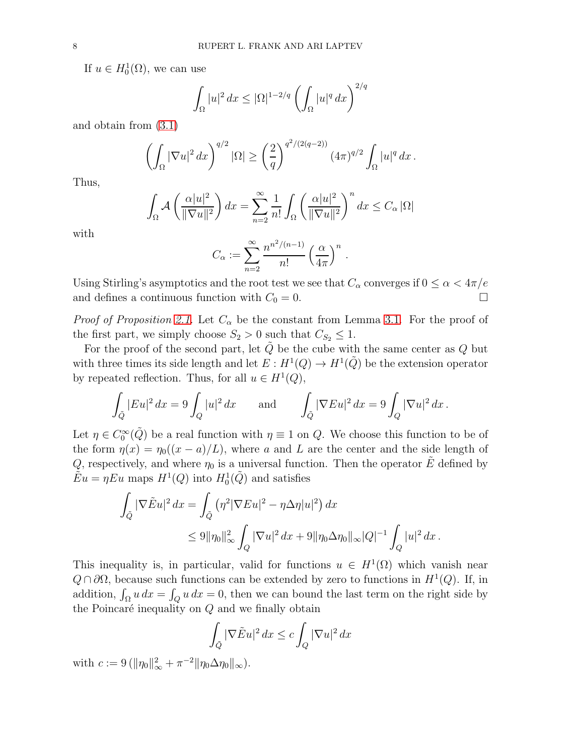If $u \in H_0^1(\Omega)$, we can use

$$\int_\Omega |u|^2 \, dx \leq |\Omega|^{1-2/q} \left( \int_\Omega |u|^q \, dx \right)^{2/q}$$

and obtain from (3.1)

$$\left( \int_\Omega |\nabla u|^2 \, dx \right)^{q/2} |\Omega| \geq \left( \frac{2}{q} \right)^{q^2/(2(q-2))} (4\pi)^{q/2} \int_\Omega |u|^q \, dx \, .$$

Thus,

$$\int_\Omega \mathcal{A} \left( \frac{\alpha |u|^2}{\|\nabla u\|^2} \right) dx = \sum_{n=2}^\infty \frac{1}{n!} \int_\Omega \left( \frac{\alpha |u|^2}{\|\nabla u\|^2} \right)^n dx \leq C_\alpha \, |\Omega|$$

with

$$C_\alpha := \sum_{n=2}^\infty \frac{n^{n^2/(n-1)}}{n!} \left( \frac{\alpha}{4\pi} \right)^n .$$

Using Stirling's asymptotics and the root test we see that $C_\alpha$ converges if $0 \leq \alpha < 4\pi/e$ and defines a continuous function with $C_0 = 0$. $\square$

*Proof of Proposition 2.1.* Let $C_\alpha$ be the constant from Lemma 3.1. For the proof of the first part, we simply choose $S_2 > 0$ such that $C_{S_2} \leq 1$.

For the proof of the second part, let $\tilde{Q}$ be the cube with the same center as $Q$ but with three times its side length and let $E : H^1(Q) \to H^1(\tilde{Q})$ be the extension operator by repeated reflection. Thus, for all $u \in H^1(Q)$,

$$\int_{\tilde{Q}} |Eu|^2 \, dx = 9 \int_Q |u|^2 \, dx \qquad \text{and} \qquad \int_{\tilde{Q}} |\nabla Eu|^2 \, dx = 9 \int_Q |\nabla u|^2 \, dx \, .$$

Let $\eta \in C_0^\infty(\tilde{Q})$ be a real function with $\eta \equiv 1$ on $Q$. We choose this function to be of the form $\eta(x) = \eta_0((x-a)/L)$, where $a$ and $L$ are the center and the side length of $Q$, respectively, and where $\eta_0$ is a universal function. Then the operator $\tilde{E}$ defined by $\tilde{E}u = \eta E u$ maps $H^1(Q)$ into $H_0^1(\tilde{Q})$ and satisfies

$$\begin{aligned} \int_{\tilde{Q}} |\nabla \tilde{E} u|^2 \, dx &= \int_{\tilde{Q}} \left( \eta^2 |\nabla E u|^2 - \eta \Delta \eta |u|^2 \right) dx \\ &\leq 9 \|\eta_0\|_\infty^2 \int_Q |\nabla u|^2 \, dx + 9 \|\eta_0 \Delta \eta_0\|_\infty |Q|^{-1} \int_Q |u|^2 \, dx \, . \end{aligned}$$

This inequality is, in particular, valid for functions $u \in H^1(\Omega)$ which vanish near $Q \cap \partial\Omega$, because such functions can be extended by zero to functions in $H^1(Q)$. If, in addition, $\int_\Omega u \, dx = \int_Q u \, dx = 0$, then we can bound the last term on the right side by the Poincaré inequality on $Q$ and we finally obtain

$$\int_{\tilde{Q}} |\nabla \tilde{E} u|^2 \, dx \leq c \int_Q |\nabla u|^2 \, dx$$

with $c := 9 \left( \|\eta_0\|_\infty^2 + \pi^{-2} \|\eta_0 \Delta \eta_0\|_\infty \right)$.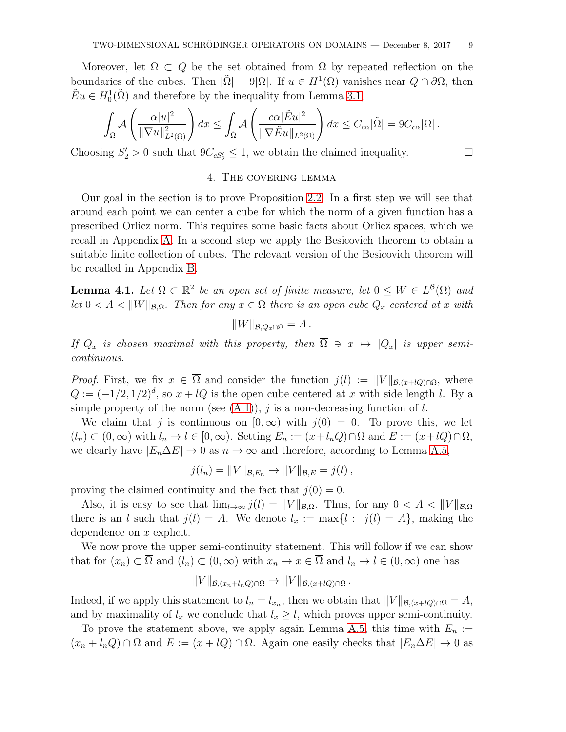Moreover, let $\tilde{\Omega} \subset \tilde{Q}$ be the set obtained from $\Omega$ by repeated reflection on the boundaries of the cubes. Then $|\tilde{\Omega}| = 9|\Omega|$. If $u \in H^1(\Omega)$ vanishes near $Q \cap \partial\Omega$, then $\tilde{E}u \in H^1_0(\tilde{\Omega})$ and therefore by the inequality from Lemma 3.1,

$$\int_\Omega \mathcal{A}\left(\frac{\alpha |u|^2}{\|\nabla u\|^2_{L^2(\Omega)}}\right) dx \leq \int_{\tilde{\Omega}} \mathcal{A}\left(\frac{c\alpha |\tilde{E}u|^2}{\|\nabla \tilde{E}u\|_{L^2(\Omega)}}\right) dx \leq C_{c\alpha}|\tilde{\Omega}| = 9C_{c\alpha}|\Omega| \,.$$

Choosing $S_2' > 0$ such that $9C_{cS_2'} \leq 1$, we obtain the claimed inequality. $\square$

## 4. The covering lemma

Our goal in the section is to prove Proposition 2.2. In a first step we will see that around each point we can center a cube for which the norm of a given function has a prescribed Orlicz norm. This requires some basic facts about Orlicz spaces, which we recall in Appendix A. In a second step we apply the Besicovich theorem to obtain a suitable finite collection of cubes. The relevant version of the Besicovich theorem will be recalled in Appendix B.

**Lemma 4.1.** *Let $\Omega \subset \mathbb{R}^2$ be an open set of finite measure, let $0 \leq W \in L^{\mathcal{B}}(\Omega)$ and let $0 < A < \|W\|_{\mathcal{B},\Omega}$. Then for any $x \in \overline{\Omega}$ there is an open cube $Q_x$ centered at $x$ with*

$$\|W\|_{\mathcal{B},Q_x\cap\Omega} = A\,.$$

*If $Q_x$ is chosen maximal with this property, then $\overline{\Omega} \ni x \mapsto |Q_x|$ is upper semi-continuous.*

*Proof.* First, we fix $x \in \overline{\Omega}$ and consider the function $j(l) := \|V\|_{\mathcal{B},(x+lQ)\cap\Omega}$, where $Q := (-1/2, 1/2)^d$, so $x + lQ$ is the open cube centered at $x$ with side length $l$. By a simple property of the norm (see (A.1)), $j$ is a non-decreasing function of $l$.

We claim that $j$ is continuous on $[0, \infty)$ with $j(0) = 0$. To prove this, we let $(l_n) \subset (0, \infty)$ with $l_n \to l \in [0, \infty)$. Setting $E_n := (x+l_nQ)\cap\Omega$ and $E := (x+lQ)\cap\Omega$, we clearly have $|E_n \Delta E| \to 0$ as $n \to \infty$ and therefore, according to Lemma A.5,

$$j(l_n) = \|V\|_{\mathcal{B},E_n} \to \|V\|_{\mathcal{B},E} = j(l)\,,$$

proving the claimed continuity and the fact that $j(0) = 0$.

Also, it is easy to see that $\lim_{l\to\infty} j(l) = \|V\|_{\mathcal{B},\Omega}$. Thus, for any $0 < A < \|V\|_{\mathcal{B},\Omega}$ there is an $l$ such that $j(l) = A$. We denote $l_x := \max\{l : \ j(l) = A\}$, making the dependence on $x$ explicit.

We now prove the upper semi-continuity statement. This will follow if we can show that for $(x_n) \subset \overline{\Omega}$ and $(l_n) \subset (0, \infty)$ with $x_n \to x \in \overline{\Omega}$ and $l_n \to l \in (0, \infty)$ one has

$$\|V\|_{\mathcal{B},(x_n+l_nQ)\cap\Omega} \to \|V\|_{\mathcal{B},(x+lQ)\cap\Omega}\,.$$

Indeed, if we apply this statement to $l_n = l_{x_n}$, then we obtain that $\|V\|_{\mathcal{B},(x+lQ)\cap\Omega} = A$, and by maximality of $l_x$ we conclude that $l_x \geq l$, which proves upper semi-continuity.

To prove the statement above, we apply again Lemma A.5, this time with $E_n := (x_n + l_nQ) \cap \Omega$ and $E := (x + lQ) \cap \Omega$. Again one easily checks that $|E_n \Delta E| \to 0$ as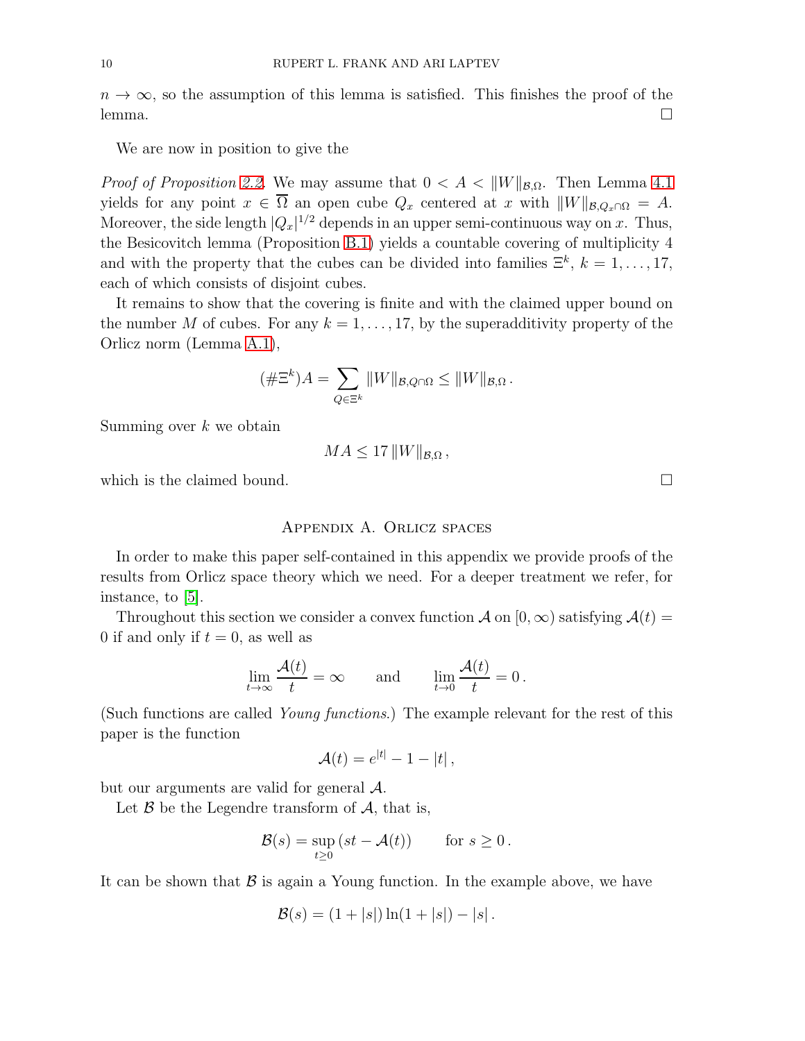$n \to \infty$, so the assumption of this lemma is satisfied. This finishes the proof of the lemma. □

We are now in position to give the

*Proof of Proposition 2.2.* We may assume that $0 < A < \|W\|_{\mathcal{B},\Omega}$. Then Lemma 4.1 yields for any point $x \in \overline{\Omega}$ an open cube $Q_x$ centered at $x$ with $\|W\|_{\mathcal{B},Q_x\cap\Omega} = A$. Moreover, the side length $|Q_x|^{1/2}$ depends in an upper semi-continuous way on $x$. Thus, the Besicovitch lemma (Proposition B.1) yields a countable covering of multiplicity 4 and with the property that the cubes can be divided into families $\Xi^k$, $k = 1, \ldots, 17$, each of which consists of disjoint cubes.

It remains to show that the covering is finite and with the claimed upper bound on the number $M$ of cubes. For any $k = 1, \ldots, 17$, by the superadditivity property of the Orlicz norm (Lemma A.1),

$$(\#\Xi^k)A = \sum_{Q\in\Xi^k} \|W\|_{\mathcal{B},Q\cap\Omega} \leq \|W\|_{\mathcal{B},\Omega}\,.$$

Summing over $k$ we obtain

$$MA \leq 17\,\|W\|_{\mathcal{B},\Omega}\,,$$

which is the claimed bound. □

## Appendix A. Orlicz spaces

In order to make this paper self-contained in this appendix we provide proofs of the results from Orlicz space theory which we need. For a deeper treatment we refer, for instance, to [5].

Throughout this section we consider a convex function $\mathcal{A}$ on $[0,\infty)$ satisfying $\mathcal{A}(t) = 0$ if and only if $t = 0$, as well as

$$\lim_{t\to\infty} \frac{\mathcal{A}(t)}{t} = \infty \qquad \text{and} \qquad \lim_{t\to 0} \frac{\mathcal{A}(t)}{t} = 0\,.$$

(Such functions are called *Young functions*.) The example relevant for the rest of this paper is the function

$$\mathcal{A}(t) = e^{|t|} - 1 - |t|\,,$$

but our arguments are valid for general $\mathcal{A}$.

Let $\mathcal{B}$ be the Legendre transform of $\mathcal{A}$, that is,

$$\mathcal{B}(s) = \sup_{t\geq 0}\,(st - \mathcal{A}(t)) \qquad \text{for } s \geq 0\,.$$

It can be shown that $\mathcal{B}$ is again a Young function. In the example above, we have

$$\mathcal{B}(s) = (1+|s|)\ln(1+|s|) - |s|\,.$$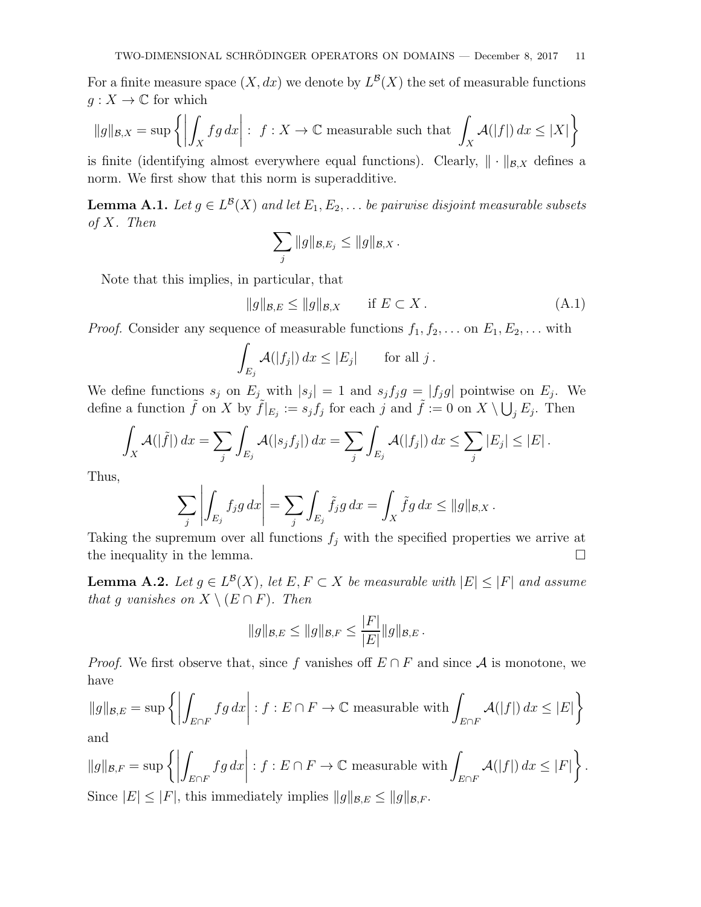For a finite measure space $(X, dx)$ we denote by $L^{\mathcal{B}}(X)$ the set of measurable functions $g : X \to \mathbb{C}$ for which

$$\|g\|_{\mathcal{B},X} = \sup \left\{ \left| \int_X fg\, dx \right| : \ f : X \to \mathbb{C} \text{ measurable such that } \int_X \mathcal{A}(|f|)\, dx \leq |X| \right\}$$

is finite (identifying almost everywhere equal functions). Clearly, $\| \cdot \|_{\mathcal{B},X}$ defines a norm. We first show that this norm is superadditive.

**Lemma A.1.** *Let $g \in L^{\mathcal{B}}(X)$ and let $E_1, E_2, \ldots$ be pairwise disjoint measurable subsets of $X$. Then*

$$\sum_j \|g\|_{\mathcal{B},E_j} \leq \|g\|_{\mathcal{B},X} .$$

Note that this implies, in particular, that

$$\|g\|_{\mathcal{B},E} \leq \|g\|_{\mathcal{B},X} \qquad \text{if } E \subset X . \tag{A.1}$$

*Proof.* Consider any sequence of measurable functions $f_1, f_2, \ldots$ on $E_1, E_2, \ldots$ with

$$\int_{E_j} \mathcal{A}(|f_j|)\, dx \leq |E_j| \qquad \text{for all } j .$$

We define functions $s_j$ on $E_j$ with $|s_j| = 1$ and $s_j f_j g = |f_j g|$ pointwise on $E_j$. We define a function $\tilde{f}$ on $X$ by $\tilde{f}|_{E_j} := s_j f_j$ for each $j$ and $\tilde{f} := 0$ on $X \setminus \bigcup_j E_j$. Then

$$\int_X \mathcal{A}(|\tilde{f}|)\, dx = \sum_j \int_{E_j} \mathcal{A}(|s_j f_j|)\, dx = \sum_j \int_{E_j} \mathcal{A}(|f_j|)\, dx \leq \sum_j |E_j| \leq |E| .$$

Thus,

$$\sum_j \left| \int_{E_j} f_j g\, dx \right| = \sum_j \int_{E_j} \tilde{f}_j g\, dx = \int_X \tilde{f} g\, dx \leq \|g\|_{\mathcal{B},X} .$$

Taking the supremum over all functions $f_j$ with the specified properties we arrive at the inequality in the lemma. $\square$

**Lemma A.2.** *Let $g \in L^{\mathcal{B}}(X)$, let $E, F \subset X$ be measurable with $|E| \leq |F|$ and assume that $g$ vanishes on $X \setminus (E \cap F)$. Then*

$$\|g\|_{\mathcal{B},E} \leq \|g\|_{\mathcal{B},F} \leq \frac{|F|}{|E|} \|g\|_{\mathcal{B},E} .$$

*Proof.* We first observe that, since $f$ vanishes off $E \cap F$ and since $\mathcal{A}$ is monotone, we have

$$\|g\|_{\mathcal{B},E} = \sup \left\{ \left| \int_{E \cap F} fg\, dx \right| : f : E \cap F \to \mathbb{C} \text{ measurable with} \int_{E \cap F} \mathcal{A}(|f|)\, dx \leq |E| \right\}$$

and

$$\|g\|_{\mathcal{B},F} = \sup \left\{ \left| \int_{E \cap F} fg\, dx \right| : f : E \cap F \to \mathbb{C} \text{ measurable with} \int_{E \cap F} \mathcal{A}(|f|)\, dx \leq |F| \right\} .$$

Since $|E| \leq |F|$, this immediately implies $\|g\|_{\mathcal{B},E} \leq \|g\|_{\mathcal{B},F}$.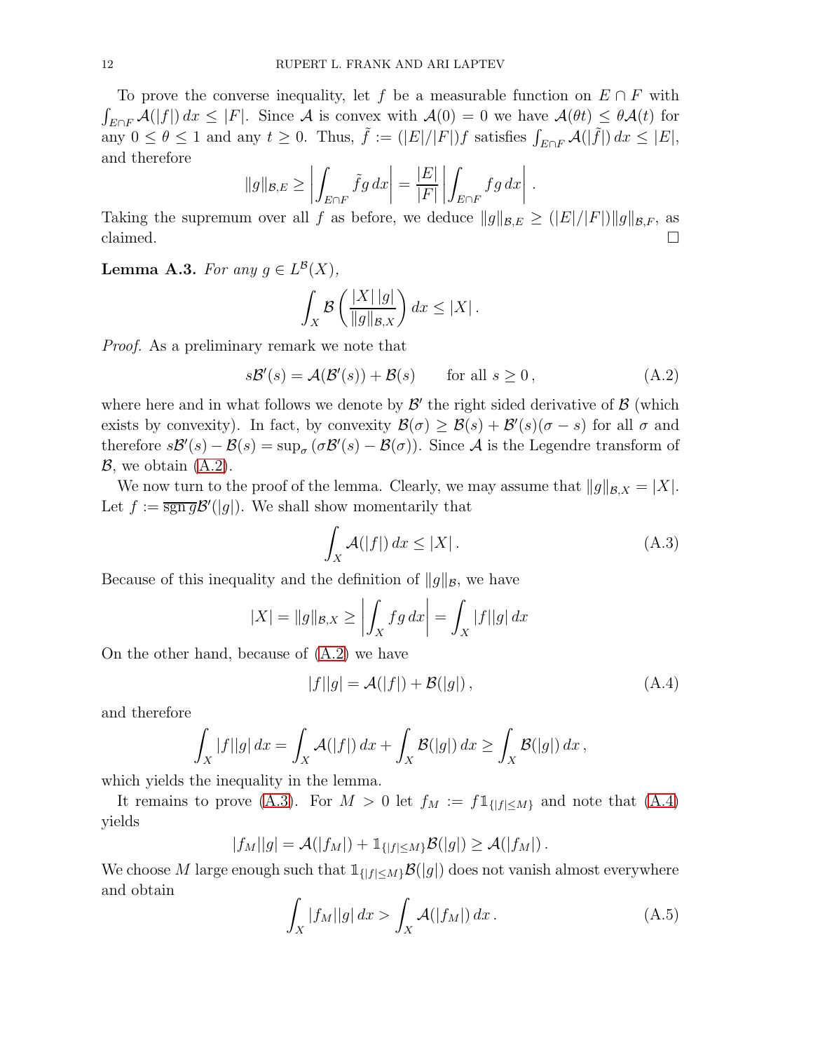To prove the converse inequality, let $f$ be a measurable function on $E \cap F$ with $\int_{E\cap F} \mathcal{A}(|f|)\,dx \leq |F|$. Since $\mathcal{A}$ is convex with $\mathcal{A}(0) = 0$ we have $\mathcal{A}(\theta t) \leq \theta \mathcal{A}(t)$ for any $0 \leq \theta \leq 1$ and any $t \geq 0$. Thus, $\tilde{f} := (|E|/|F|)f$ satisfies $\int_{E\cap F} \mathcal{A}(|\tilde{f}|)\,dx \leq |E|$, and therefore

$$\|g\|_{\mathcal{B},E} \geq \left| \int_{E\cap F} \tilde{f} g\,dx \right| = \frac{|E|}{|F|} \left| \int_{E\cap F} fg\,dx \right| .$$

Taking the supremum over all $f$ as before, we deduce $\|g\|_{\mathcal{B},E} \geq (|E|/|F|)\|g\|_{\mathcal{B},F}$, as claimed. □

**Lemma A.3.** *For any $g \in L^{\mathcal{B}}(X)$,*

$$\int_X \mathcal{B}\left( \frac{|X|\,|g|}{\|g\|_{\mathcal{B},X}} \right) dx \leq |X| .$$

*Proof.* As a preliminary remark we note that

$$s\mathcal{B}'(s) = \mathcal{A}(\mathcal{B}'(s)) + \mathcal{B}(s) \qquad \text{for all } s \geq 0 , \tag{A.2}$$

where here and in what follows we denote by $\mathcal{B}'$ the right sided derivative of $\mathcal{B}$ (which exists by convexity). In fact, by convexity $\mathcal{B}(\sigma) \geq \mathcal{B}(s) + \mathcal{B}'(s)(\sigma - s)$ for all $\sigma$ and therefore $s\mathcal{B}'(s) - \mathcal{B}(s) = \sup_\sigma (\sigma \mathcal{B}'(s) - \mathcal{B}(\sigma))$. Since $\mathcal{A}$ is the Legendre transform of $\mathcal{B}$, we obtain (A.2).

We now turn to the proof of the lemma. Clearly, we may assume that $\|g\|_{\mathcal{B},X} = |X|$. Let $f := \overline{\operatorname{sgn} g}\mathcal{B}'(|g|)$. We shall show momentarily that

$$\int_X \mathcal{A}(|f|)\,dx \leq |X| . \tag{A.3}$$

Because of this inequality and the definition of $\|g\|_{\mathcal{B}}$, we have

$$|X| = \|g\|_{\mathcal{B},X} \geq \left| \int_X fg\,dx \right| = \int_X |f||g|\,dx$$

On the other hand, because of (A.2) we have

$$|f||g| = \mathcal{A}(|f|) + \mathcal{B}(|g|) , \tag{A.4}$$

and therefore

$$\int_X |f||g|\,dx = \int_X \mathcal{A}(|f|)\,dx + \int_X \mathcal{B}(|g|)\,dx \geq \int_X \mathcal{B}(|g|)\,dx ,$$

which yields the inequality in the lemma.

It remains to prove (A.3). For $M > 0$ let $f_M := f \mathbb{1}_{\{|f|\leq M\}}$ and note that (A.4) yields

$$|f_M||g| = \mathcal{A}(|f_M|) + \mathbb{1}_{\{|f|\leq M\}}\mathcal{B}(|g|) \geq \mathcal{A}(|f_M|) .$$

We choose $M$ large enough such that $\mathbb{1}_{\{|f|\leq M\}}\mathcal{B}(|g|)$ does not vanish almost everywhere and obtain

$$\int_X |f_M||g|\,dx > \int_X \mathcal{A}(|f_M|)\,dx . \tag{A.5}$$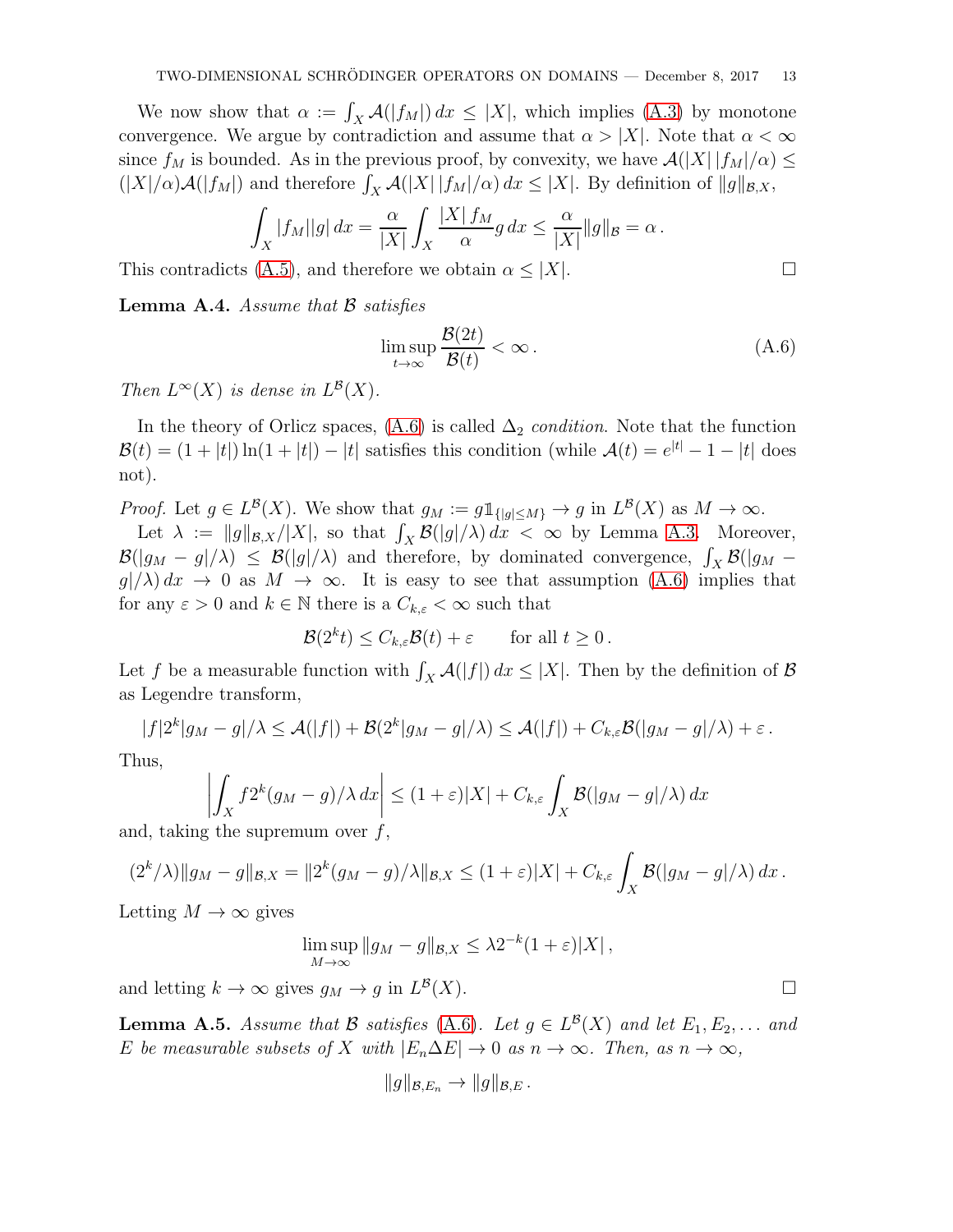We now show that $\alpha := \int_X \mathcal{A}(|f_M|)\,dx \le |X|$, which implies (A.3) by monotone convergence. We argue by contradiction and assume that $\alpha > |X|$. Note that $\alpha < \infty$ since $f_M$ is bounded. As in the previous proof, by convexity, we have $\mathcal{A}(|X|\,|f_M|/\alpha) \le (|X|/\alpha)\mathcal{A}(|f_M|)$ and therefore $\int_X \mathcal{A}(|X|\,|f_M|/\alpha)\,dx \le |X|$. By definition of $\|g\|_{\mathcal{B},X}$,

$$\int_X |f_M||g|\,dx = \frac{\alpha}{|X|}\int_X \frac{|X|\,f_M}{\alpha} g\,dx \le \frac{\alpha}{|X|}\|g\|_{\mathcal{B}} = \alpha\,.$$

This contradicts (A.5), and therefore we obtain $\alpha \le |X|$. ∎

**Lemma A.4.** *Assume that $\mathcal{B}$ satisfies*

$$\limsup_{t\to\infty} \frac{\mathcal{B}(2t)}{\mathcal{B}(t)} < \infty\,. \tag{A.6}$$

*Then $L^\infty(X)$ is dense in $L^{\mathcal{B}}(X)$.*

In the theory of Orlicz spaces, (A.6) is called $\Delta_2$ *condition*. Note that the function $\mathcal{B}(t) = (1+|t|)\ln(1+|t|) - |t|$ satisfies this condition (while $\mathcal{A}(t) = e^{|t|} - 1 - |t|$ does not).

*Proof.* Let $g \in L^{\mathcal{B}}(X)$. We show that $g_M := g\mathbb{1}_{\{|g|\le M\}} \to g$ in $L^{\mathcal{B}}(X)$ as $M\to\infty$.

Let $\lambda := \|g\|_{\mathcal{B},X}/|X|$, so that $\int_X \mathcal{B}(|g|/\lambda)\,dx < \infty$ by Lemma A.3. Moreover, $\mathcal{B}(|g_M - g|/\lambda) \le \mathcal{B}(|g|/\lambda)$ and therefore, by dominated convergence, $\int_X \mathcal{B}(|g_M - g|/\lambda)\,dx \to 0$ as $M\to\infty$. It is easy to see that assumption (A.6) implies that for any $\varepsilon > 0$ and $k\in\mathbb{N}$ there is a $C_{k,\varepsilon} < \infty$ such that

$$\mathcal{B}(2^k t) \le C_{k,\varepsilon}\mathcal{B}(t) + \varepsilon \qquad \text{for all } t \ge 0\,.$$

Let $f$ be a measurable function with $\int_X \mathcal{A}(|f|)\,dx \le |X|$. Then by the definition of $\mathcal{B}$ as Legendre transform,

$$|f|2^k|g_M - g|/\lambda \le \mathcal{A}(|f|) + \mathcal{B}(2^k|g_M - g|/\lambda) \le \mathcal{A}(|f|) + C_{k,\varepsilon}\mathcal{B}(|g_M - g|/\lambda) + \varepsilon\,.$$

Thus,

$$\left|\int_X f2^k(g_M - g)/\lambda\,dx\right| \le (1+\varepsilon)|X| + C_{k,\varepsilon}\int_X \mathcal{B}(|g_M - g|/\lambda)\,dx$$

and, taking the supremum over $f$,

$$(2^k/\lambda)\|g_M - g\|_{\mathcal{B},X} = \|2^k(g_M - g)/\lambda\|_{\mathcal{B},X} \le (1+\varepsilon)|X| + C_{k,\varepsilon}\int_X \mathcal{B}(|g_M - g|/\lambda)\,dx\,.$$

Letting $M\to\infty$ gives

$$\limsup_{M\to\infty} \|g_M - g\|_{\mathcal{B},X} \le \lambda 2^{-k}(1+\varepsilon)|X|\,,$$

and letting $k\to\infty$ gives $g_M \to g$ in $L^{\mathcal{B}}(X)$. ∎

**Lemma A.5.** *Assume that $\mathcal{B}$ satisfies (A.6). Let $g \in L^{\mathcal{B}}(X)$ and let $E_1, E_2, \ldots$ and $E$ be measurable subsets of $X$ with $|E_n \Delta E| \to 0$ as $n\to\infty$. Then, as $n\to\infty$,*

$$\|g\|_{\mathcal{B},E_n} \to \|g\|_{\mathcal{B},E}\,.$$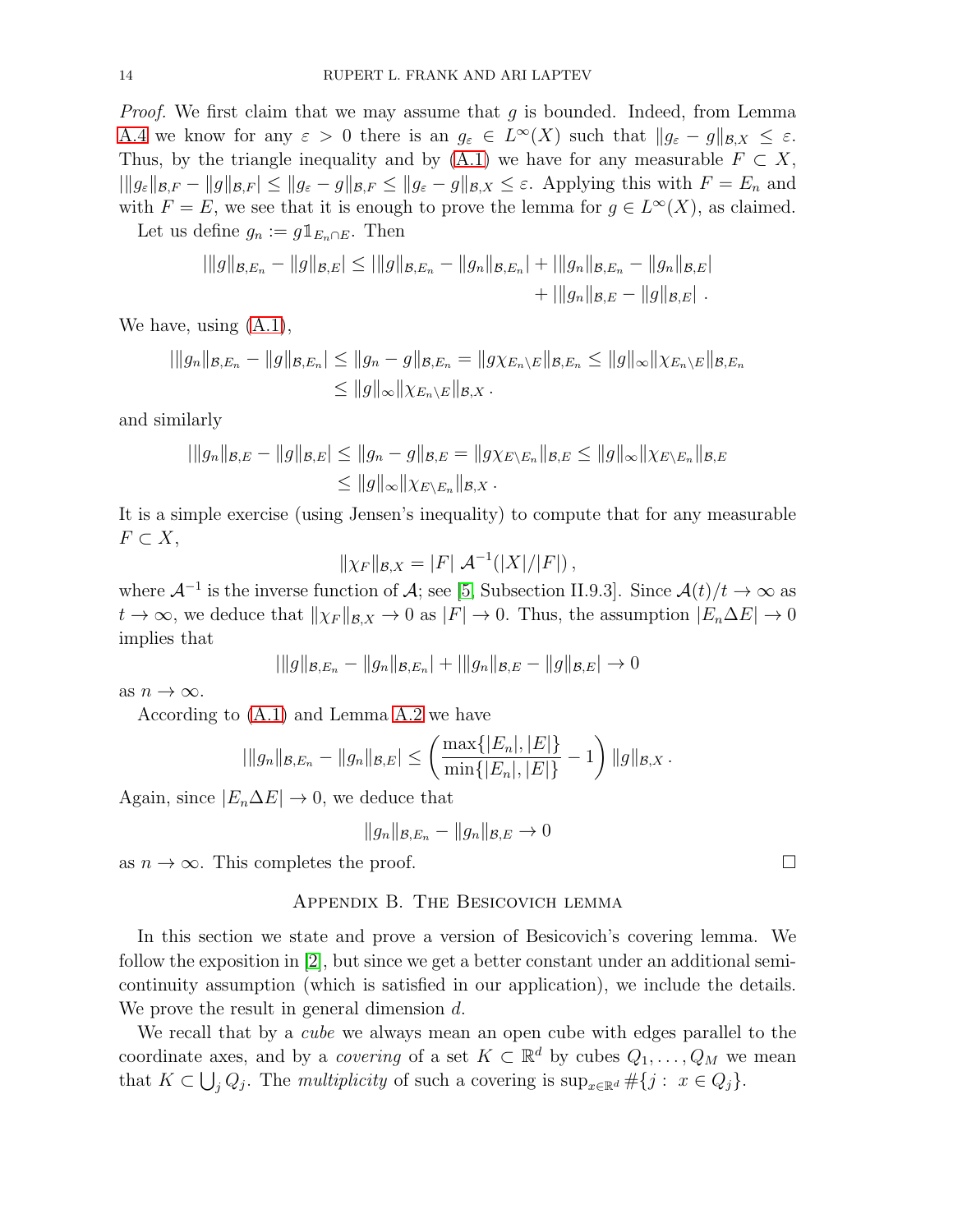*Proof.* We first claim that we may assume that $g$ is bounded. Indeed, from Lemma A.4 we know for any $\varepsilon > 0$ there is an $g_\varepsilon \in L^\infty(X)$ such that $\|g_\varepsilon - g\|_{\mathcal{B},X} \leq \varepsilon$. Thus, by the triangle inequality and by (A.1) we have for any measurable $F \subset X$, $|\|g_\varepsilon\|_{\mathcal{B},F} - \|g\|_{\mathcal{B},F}| \leq \|g_\varepsilon - g\|_{\mathcal{B},F} \leq \|g_\varepsilon - g\|_{\mathcal{B},X} \leq \varepsilon$. Applying this with $F = E_n$ and with $F = E$, we see that it is enough to prove the lemma for $g \in L^\infty(X)$, as claimed.

Let us define $g_n := g\mathbb{1}_{E_n \cap E}$. Then

$$
\begin{aligned}
|\|g\|_{\mathcal{B},E_n} - \|g\|_{\mathcal{B},E}| \leq |\|g\|_{\mathcal{B},E_n} - \|g_n\|_{\mathcal{B},E_n}| &+ |\|g_n\|_{\mathcal{B},E_n} - \|g_n\|_{\mathcal{B},E}| \\
&+ |\|g_n\|_{\mathcal{B},E} - \|g\|_{\mathcal{B},E}| \,.
\end{aligned}
$$

We have, using (A.1),

$$
\begin{aligned}
|\|g_n\|_{\mathcal{B},E_n} - \|g\|_{\mathcal{B},E_n}| \leq \|g_n - g\|_{\mathcal{B},E_n} = \|g\chi_{E_n\setminus E}\|_{\mathcal{B},E_n} &\leq \|g\|_\infty \|\chi_{E_n\setminus E}\|_{\mathcal{B},E_n} \\
&\leq \|g\|_\infty \|\chi_{E_n\setminus E}\|_{\mathcal{B},X} \,.
\end{aligned}
$$

and similarly

$$
\begin{aligned}
|\|g_n\|_{\mathcal{B},E} - \|g\|_{\mathcal{B},E}| \leq \|g_n - g\|_{\mathcal{B},E} = \|g\chi_{E\setminus E_n}\|_{\mathcal{B},E} &\leq \|g\|_\infty \|\chi_{E\setminus E_n}\|_{\mathcal{B},E} \\
&\leq \|g\|_\infty \|\chi_{E\setminus E_n}\|_{\mathcal{B},X} \,.
\end{aligned}
$$

It is a simple exercise (using Jensen's inequality) to compute that for any measurable $F \subset X$,

$$
\|\chi_F\|_{\mathcal{B},X} = |F| \; \mathcal{A}^{-1}(|X|/|F|) \,,
$$

where $\mathcal{A}^{-1}$ is the inverse function of $\mathcal{A}$; see [5, Subsection II.9.3]. Since $\mathcal{A}(t)/t \to \infty$ as $t \to \infty$, we deduce that $\|\chi_F\|_{\mathcal{B},X} \to 0$ as $|F| \to 0$. Thus, the assumption $|E_n \Delta E| \to 0$ implies that

$$
|\|g\|_{\mathcal{B},E_n} - \|g_n\|_{\mathcal{B},E_n}| + |\|g_n\|_{\mathcal{B},E} - \|g\|_{\mathcal{B},E}| \to 0
$$

as $n \to \infty$.

According to (A.1) and Lemma A.2 we have

$$
|\|g_n\|_{\mathcal{B},E_n} - \|g_n\|_{\mathcal{B},E}| \leq \left( \frac{\max\{|E_n|, |E|\}}{\min\{|E_n|, |E|\}} - 1 \right) \|g\|_{\mathcal{B},X} \,.
$$

Again, since $|E_n \Delta E| \to 0$, we deduce that

$$
\|g_n\|_{\mathcal{B},E_n} - \|g_n\|_{\mathcal{B},E} \to 0
$$

as $n \to \infty$. This completes the proof. $\square$

## Appendix B. The Besicovich lemma

In this section we state and prove a version of Besicovich's covering lemma. We follow the exposition in [2], but since we get a better constant under an additional semi-continuity assumption (which is satisfied in our application), we include the details. We prove the result in general dimension $d$.

We recall that by a *cube* we always mean an open cube with edges parallel to the coordinate axes, and by a *covering* of a set $K \subset \mathbb{R}^d$ by cubes $Q_1, \ldots, Q_M$ we mean that $K \subset \bigcup_j Q_j$. The *multiplicity* of such a covering is $\sup_{x\in\mathbb{R}^d} \#\{j : \; x \in Q_j\}$.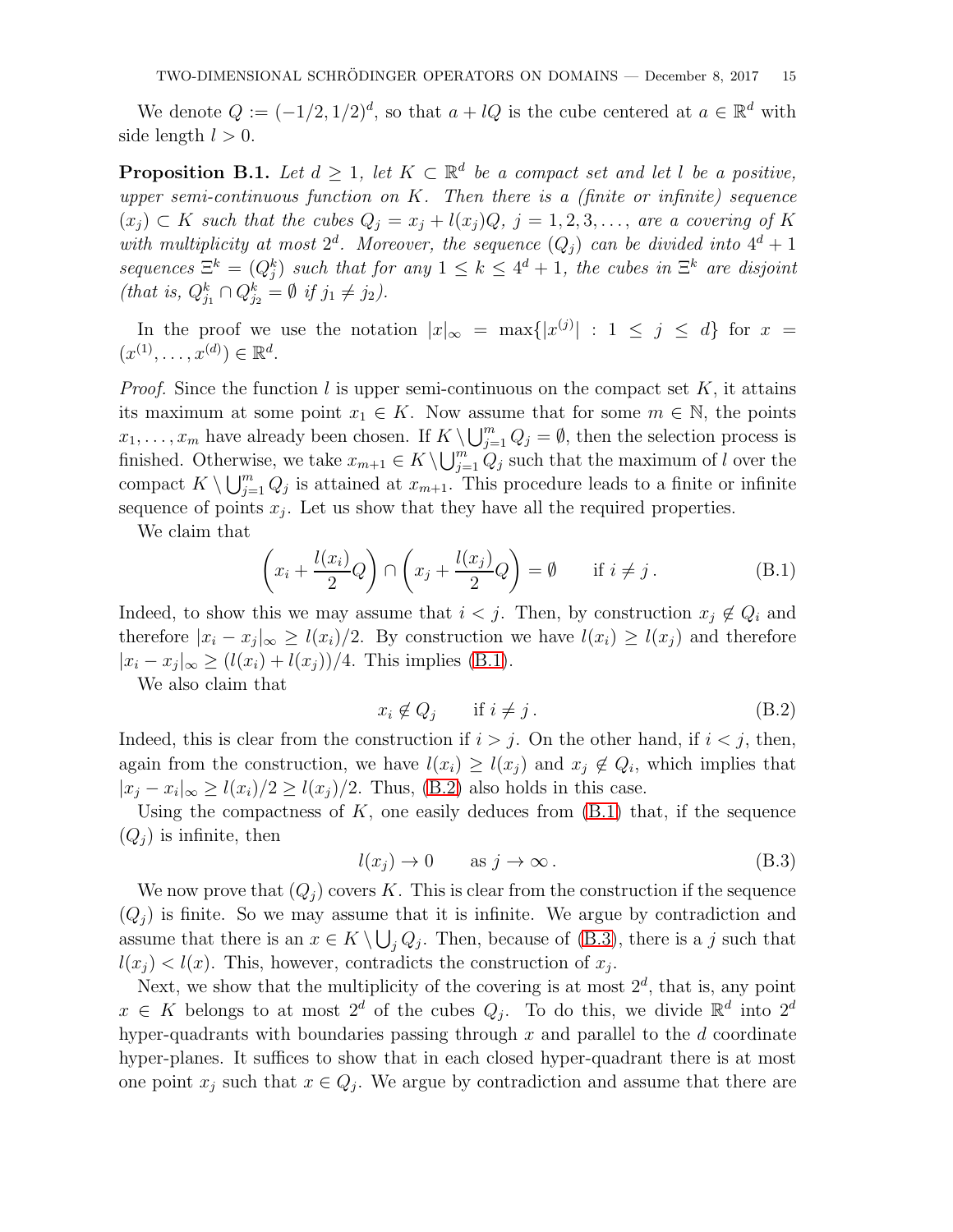We denote $Q := (-1/2, 1/2)^d$, so that $a + lQ$ is the cube centered at $a \in \mathbb{R}^d$ with side length $l > 0$.

**Proposition B.1.** *Let $d \geq 1$, let $K \subset \mathbb{R}^d$ be a compact set and let $l$ be a positive, upper semi-continuous function on $K$. Then there is a (finite or infinite) sequence $(x_j) \subset K$ such that the cubes $Q_j = x_j + l(x_j)Q$, $j = 1, 2, 3, \ldots$, are a covering of $K$ with multiplicity at most $2^d$. Moreover, the sequence $(Q_j)$ can be divided into $4^d + 1$ sequences $\Xi^k = (Q^k_j)$ such that for any $1 \leq k \leq 4^d + 1$, the cubes in $\Xi^k$ are disjoint (that is, $Q^k_{j_1} \cap Q^k_{j_2} = \emptyset$ if $j_1 \neq j_2$).*

In the proof we use the notation $|x|_\infty = \max\{|x^{(j)}| : 1 \leq j \leq d\}$ for $x = (x^{(1)}, \ldots, x^{(d)}) \in \mathbb{R}^d$.

*Proof.* Since the function $l$ is upper semi-continuous on the compact set $K$, it attains its maximum at some point $x_1 \in K$. Now assume that for some $m \in \mathbb{N}$, the points $x_1, \ldots, x_m$ have already been chosen. If $K \setminus \bigcup_{j=1}^m Q_j = \emptyset$, then the selection process is finished. Otherwise, we take $x_{m+1} \in K \setminus \bigcup_{j=1}^m Q_j$ such that the maximum of $l$ over the compact $K \setminus \bigcup_{j=1}^m Q_j$ is attained at $x_{m+1}$. This procedure leads to a finite or infinite sequence of points $x_j$. Let us show that they have all the required properties.

We claim that

$$\left(x_i + \frac{l(x_i)}{2} Q\right) \cap \left(x_j + \frac{l(x_j)}{2} Q\right) = \emptyset \qquad \text{if } i \neq j\,. \tag{B.1}$$

Indeed, to show this we may assume that $i < j$. Then, by construction $x_j \notin Q_i$ and therefore $|x_i - x_j|_\infty \geq l(x_i)/2$. By construction we have $l(x_i) \geq l(x_j)$ and therefore $|x_i - x_j|_\infty \geq (l(x_i) + l(x_j))/4$. This implies (B.1).

We also claim that

$$x_i \notin Q_j \qquad \text{if } i \neq j\,. \tag{B.2}$$

Indeed, this is clear from the construction if $i > j$. On the other hand, if $i < j$, then, again from the construction, we have $l(x_i) \geq l(x_j)$ and $x_j \notin Q_i$, which implies that $|x_j - x_i|_\infty \geq l(x_i)/2 \geq l(x_j)/2$. Thus, (B.2) also holds in this case.

Using the compactness of $K$, one easily deduces from (B.1) that, if the sequence $(Q_j)$ is infinite, then

$$l(x_j) \to 0 \qquad \text{as } j \to \infty\,. \tag{B.3}$$

We now prove that $(Q_j)$ covers $K$. This is clear from the construction if the sequence $(Q_j)$ is finite. So we may assume that it is infinite. We argue by contradiction and assume that there is an $x \in K \setminus \bigcup_j Q_j$. Then, because of (B.3), there is a $j$ such that $l(x_j) < l(x)$. This, however, contradicts the construction of $x_j$.

Next, we show that the multiplicity of the covering is at most $2^d$, that is, any point $x \in K$ belongs to at most $2^d$ of the cubes $Q_j$. To do this, we divide $\mathbb{R}^d$ into $2^d$ hyper-quadrants with boundaries passing through $x$ and parallel to the $d$ coordinate hyper-planes. It suffices to show that in each closed hyper-quadrant there is at most one point $x_j$ such that $x \in Q_j$. We argue by contradiction and assume that there are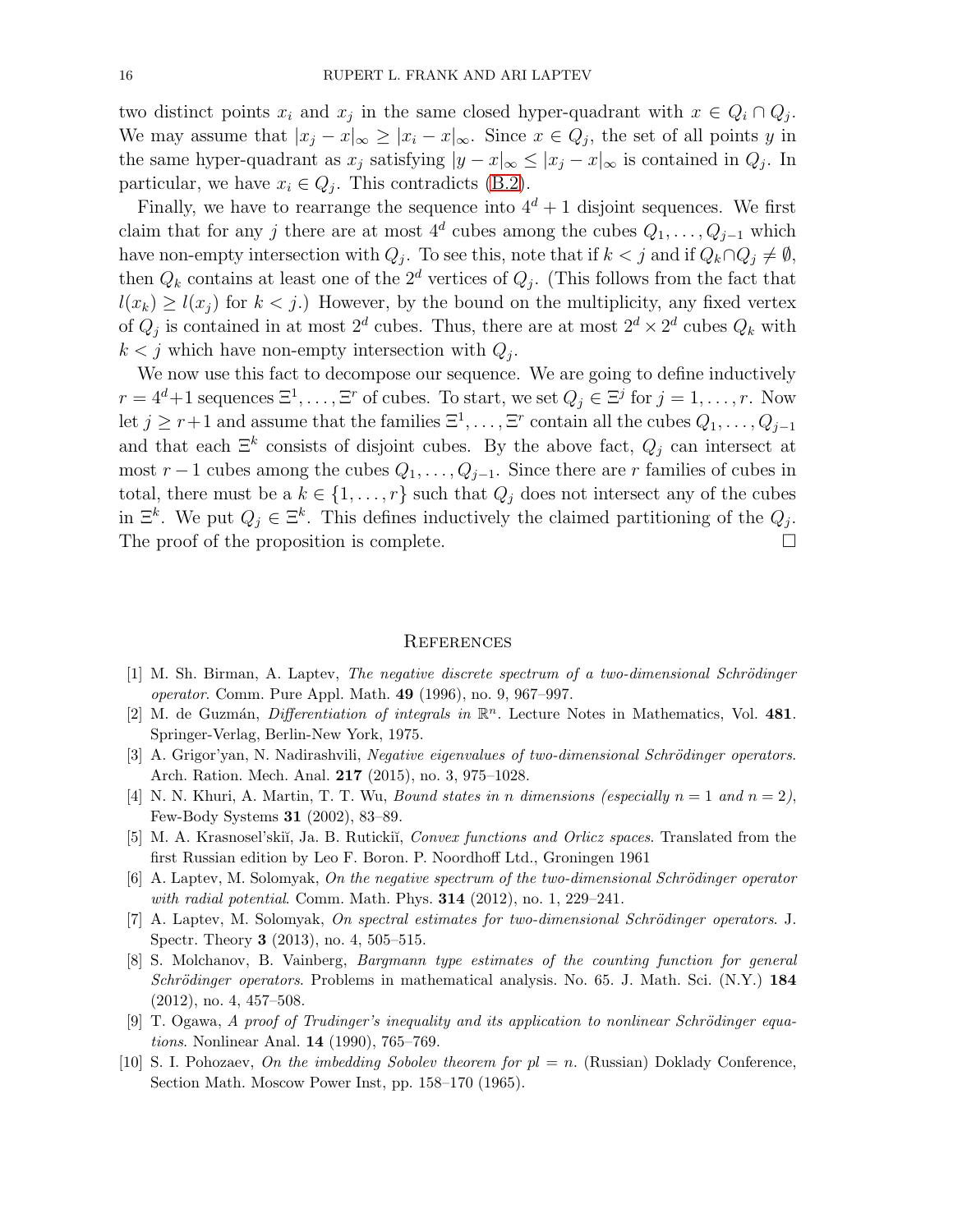two distinct points $x_i$ and $x_j$ in the same closed hyper-quadrant with $x \in Q_i \cap Q_j$. We may assume that $|x_j - x|_\infty \geq |x_i - x|_\infty$. Since $x \in Q_j$, the set of all points $y$ in the same hyper-quadrant as $x_j$ satisfying $|y - x|_\infty \leq |x_j - x|_\infty$ is contained in $Q_j$. In particular, we have $x_i \in Q_j$. This contradicts (B.2).

Finally, we have to rearrange the sequence into $4^d + 1$ disjoint sequences. We first claim that for any $j$ there are at most $4^d$ cubes among the cubes $Q_1, \ldots, Q_{j-1}$ which have non-empty intersection with $Q_j$. To see this, note that if $k < j$ and if $Q_k \cap Q_j \neq \emptyset$, then $Q_k$ contains at least one of the $2^d$ vertices of $Q_j$. (This follows from the fact that $l(x_k) \geq l(x_j)$ for $k < j$.) However, by the bound on the multiplicity, any fixed vertex of $Q_j$ is contained in at most $2^d$ cubes. Thus, there are at most $2^d \times 2^d$ cubes $Q_k$ with $k < j$ which have non-empty intersection with $Q_j$.

We now use this fact to decompose our sequence. We are going to define inductively $r = 4^d + 1$ sequences $\Xi^1, \ldots, \Xi^r$ of cubes. To start, we set $Q_j \in \Xi^j$ for $j = 1, \ldots, r$. Now let $j \geq r+1$ and assume that the families $\Xi^1, \ldots, \Xi^r$ contain all the cubes $Q_1, \ldots, Q_{j-1}$ and that each $\Xi^k$ consists of disjoint cubes. By the above fact, $Q_j$ can intersect at most $r - 1$ cubes among the cubes $Q_1, \ldots, Q_{j-1}$. Since there are $r$ families of cubes in total, there must be a $k \in \{1, \ldots, r\}$ such that $Q_j$ does not intersect any of the cubes in $\Xi^k$. We put $Q_j \in \Xi^k$. This defines inductively the claimed partitioning of the $Q_j$. The proof of the proposition is complete. $\square$

## References

[1] M. Sh. Birman, A. Laptev, *The negative discrete spectrum of a two-dimensional Schrödinger operator*. Comm. Pure Appl. Math. **49** (1996), no. 9, 967–997.

[2] M. de Guzmán, *Differentiation of integrals in* $\mathbb{R}^n$. Lecture Notes in Mathematics, Vol. **481**. Springer-Verlag, Berlin-New York, 1975.

[3] A. Grigor'yan, N. Nadirashvili, *Negative eigenvalues of two-dimensional Schrödinger operators*. Arch. Ration. Mech. Anal. **217** (2015), no. 3, 975–1028.

[4] N. N. Khuri, A. Martin, T. T. Wu, *Bound states in n dimensions (especially $n = 1$ and $n = 2$)*, Few-Body Systems **31** (2002), 83–89.

[5] M. A. Krasnosel'skiĭ, Ja. B. Rutickiĭ, *Convex functions and Orlicz spaces*. Translated from the first Russian edition by Leo F. Boron. P. Noordhoff Ltd., Groningen 1961

[6] A. Laptev, M. Solomyak, *On the negative spectrum of the two-dimensional Schrödinger operator with radial potential*. Comm. Math. Phys. **314** (2012), no. 1, 229–241.

[7] A. Laptev, M. Solomyak, *On spectral estimates for two-dimensional Schrödinger operators*. J. Spectr. Theory **3** (2013), no. 4, 505–515.

[8] S. Molchanov, B. Vainberg, *Bargmann type estimates of the counting function for general Schrödinger operators*. Problems in mathematical analysis. No. 65. J. Math. Sci. (N.Y.) **184** (2012), no. 4, 457–508.

[9] T. Ogawa, *A proof of Trudinger's inequality and its application to nonlinear Schrödinger equations*. Nonlinear Anal. **14** (1990), 765–769.

[10] S. I. Pohozaev, *On the imbedding Sobolev theorem for $pl = n$.* (Russian) Doklady Conference, Section Math. Moscow Power Inst, pp. 158–170 (1965).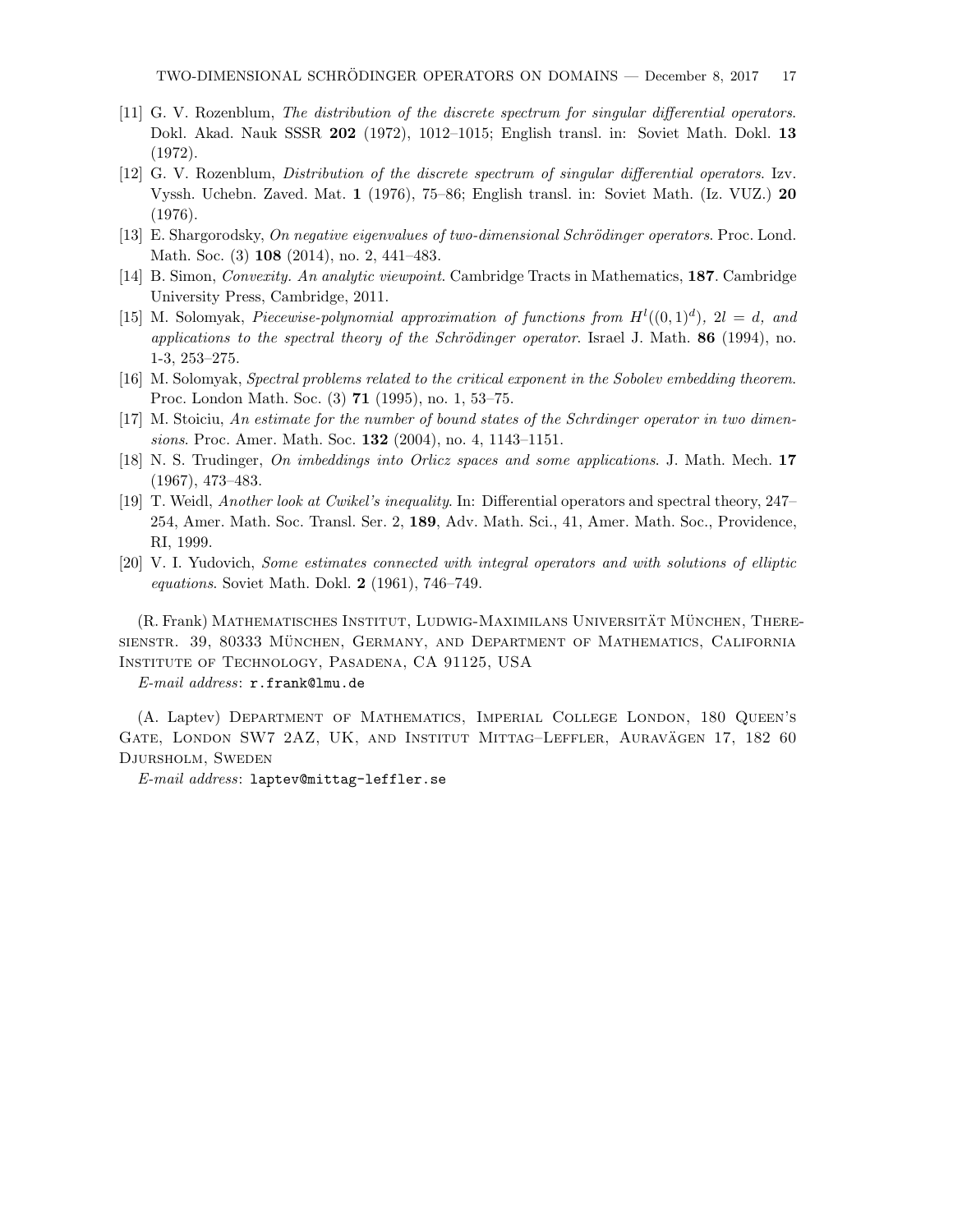[11] G. V. Rozenblum, *The distribution of the discrete spectrum for singular differential operators*. Dokl. Akad. Nauk SSSR **202** (1972), 1012–1015; English transl. in: Soviet Math. Dokl. **13** (1972).

[12] G. V. Rozenblum, *Distribution of the discrete spectrum of singular differential operators*. Izv. Vyssh. Uchebn. Zaved. Mat. **1** (1976), 75–86; English transl. in: Soviet Math. (Iz. VUZ.) **20** (1976).

[13] E. Shargorodsky, *On negative eigenvalues of two-dimensional Schrödinger operators*. Proc. Lond. Math. Soc. (3) **108** (2014), no. 2, 441–483.

[14] B. Simon, *Convexity. An analytic viewpoint*. Cambridge Tracts in Mathematics, **187**. Cambridge University Press, Cambridge, 2011.

[15] M. Solomyak, *Piecewise-polynomial approximation of functions from $H^l((0,1)^d)$, $2l = d$, and applications to the spectral theory of the Schrödinger operator*. Israel J. Math. **86** (1994), no. 1-3, 253–275.

[16] M. Solomyak, *Spectral problems related to the critical exponent in the Sobolev embedding theorem*. Proc. London Math. Soc. (3) **71** (1995), no. 1, 53–75.

[17] M. Stoiciu, *An estimate for the number of bound states of the Schrdinger operator in two dimensions*. Proc. Amer. Math. Soc. **132** (2004), no. 4, 1143–1151.

[18] N. S. Trudinger, *On imbeddings into Orlicz spaces and some applications*. J. Math. Mech. **17** (1967), 473–483.

[19] T. Weidl, *Another look at Cwikel's inequality*. In: Differential operators and spectral theory, 247–254, Amer. Math. Soc. Transl. Ser. 2, **189**, Adv. Math. Sci., 41, Amer. Math. Soc., Providence, RI, 1999.

[20] V. I. Yudovich, *Some estimates connected with integral operators and with solutions of elliptic equations*. Soviet Math. Dokl. **2** (1961), 746–749.

(R. Frank) Mathematisches Institut, Ludwig-Maximilans Universität München, Theresienstr. 39, 80333 München, Germany, and Department of Mathematics, California Institute of Technology, Pasadena, CA 91125, USA

*E-mail address*: r.frank@lmu.de

(A. Laptev) Department of Mathematics, Imperial College London, 180 Queen's Gate, London SW7 2AZ, UK, and Institut Mittag–Leffler, Auravägen 17, 182 60 Djursholm, Sweden

*E-mail address*: laptev@mittag-leffler.se